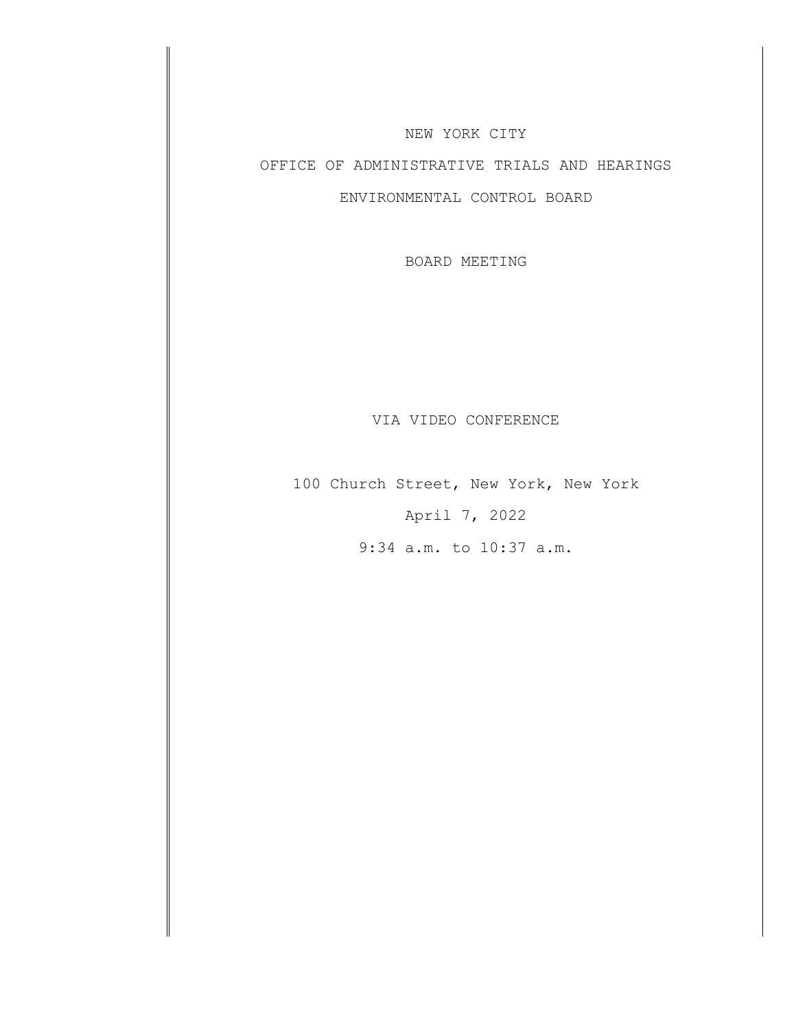NEW YORK CITY

OFFICE OF ADMINISTRATIVE TRIALS AND HEARINGS

ENVIRONMENTAL CONTROL BOARD

BOARD MEETING

VIA VIDEO CONFERENCE

100 Church Street, New York, New York

April 7, 2022

9:34 a.m. to 10:37 a.m.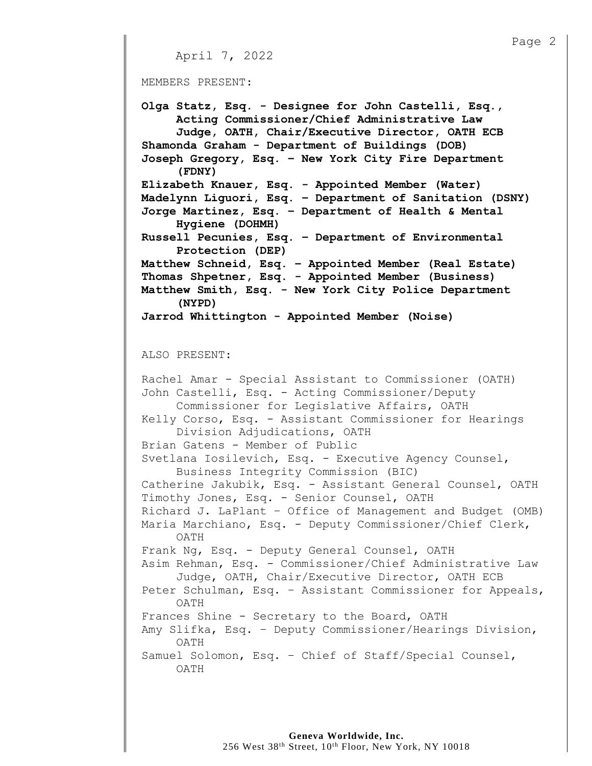April 7, 2022

MEMBERS PRESENT:

**Olga Statz, Esq. - Designee for John Castelli, Esq., Acting Commissioner/Chief Administrative Law Judge, OATH, Chair/Executive Director, OATH ECB**
**Shamonda Graham - Department of Buildings (DOB)**
**Joseph Gregory, Esq. – New York City Fire Department (FDNY)**
**Elizabeth Knauer, Esq. - Appointed Member (Water)**
**Madelynn Liguori, Esq. – Department of Sanitation (DSNY)**
**Jorge Martinez, Esq. – Department of Health & Mental Hygiene (DOHMH)**
**Russell Pecunies, Esq. – Department of Environmental Protection (DEP)**
**Matthew Schneid, Esq. – Appointed Member (Real Estate)**
**Thomas Shpetner, Esq. - Appointed Member (Business)**
**Matthew Smith, Esq. - New York City Police Department (NYPD)**
**Jarrod Whittington - Appointed Member (Noise)**

ALSO PRESENT:

Rachel Amar - Special Assistant to Commissioner (OATH)
John Castelli, Esq. - Acting Commissioner/Deputy Commissioner for Legislative Affairs, OATH
Kelly Corso, Esq. - Assistant Commissioner for Hearings Division Adjudications, OATH
Brian Gatens - Member of Public
Svetlana Iosilevich, Esq. - Executive Agency Counsel, Business Integrity Commission (BIC)
Catherine Jakubik, Esq. - Assistant General Counsel, OATH
Timothy Jones, Esq. - Senior Counsel, OATH
Richard J. LaPlant – Office of Management and Budget (OMB)
Maria Marchiano, Esq. - Deputy Commissioner/Chief Clerk, OATH
Frank Ng, Esq. - Deputy General Counsel, OATH
Asim Rehman, Esq. - Commissioner/Chief Administrative Law Judge, OATH, Chair/Executive Director, OATH ECB
Peter Schulman, Esq. – Assistant Commissioner for Appeals, OATH
Frances Shine - Secretary to the Board, OATH
Amy Slifka, Esq. – Deputy Commissioner/Hearings Division, OATH
Samuel Solomon, Esq. – Chief of Staff/Special Counsel, OATH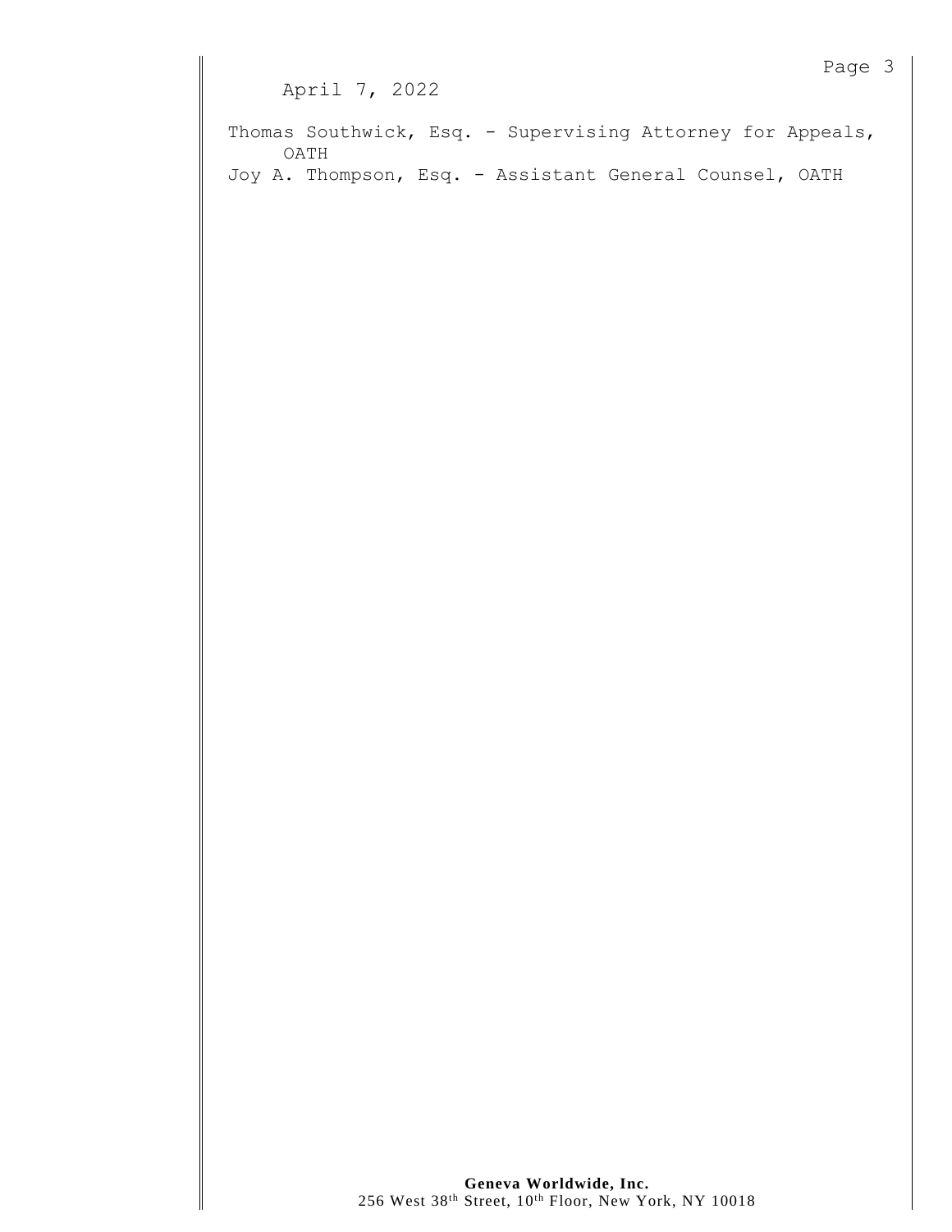April 7, 2022

Thomas Southwick, Esq. - Supervising Attorney for Appeals, OATH

Joy A. Thompson, Esq. - Assistant General Counsel, OATH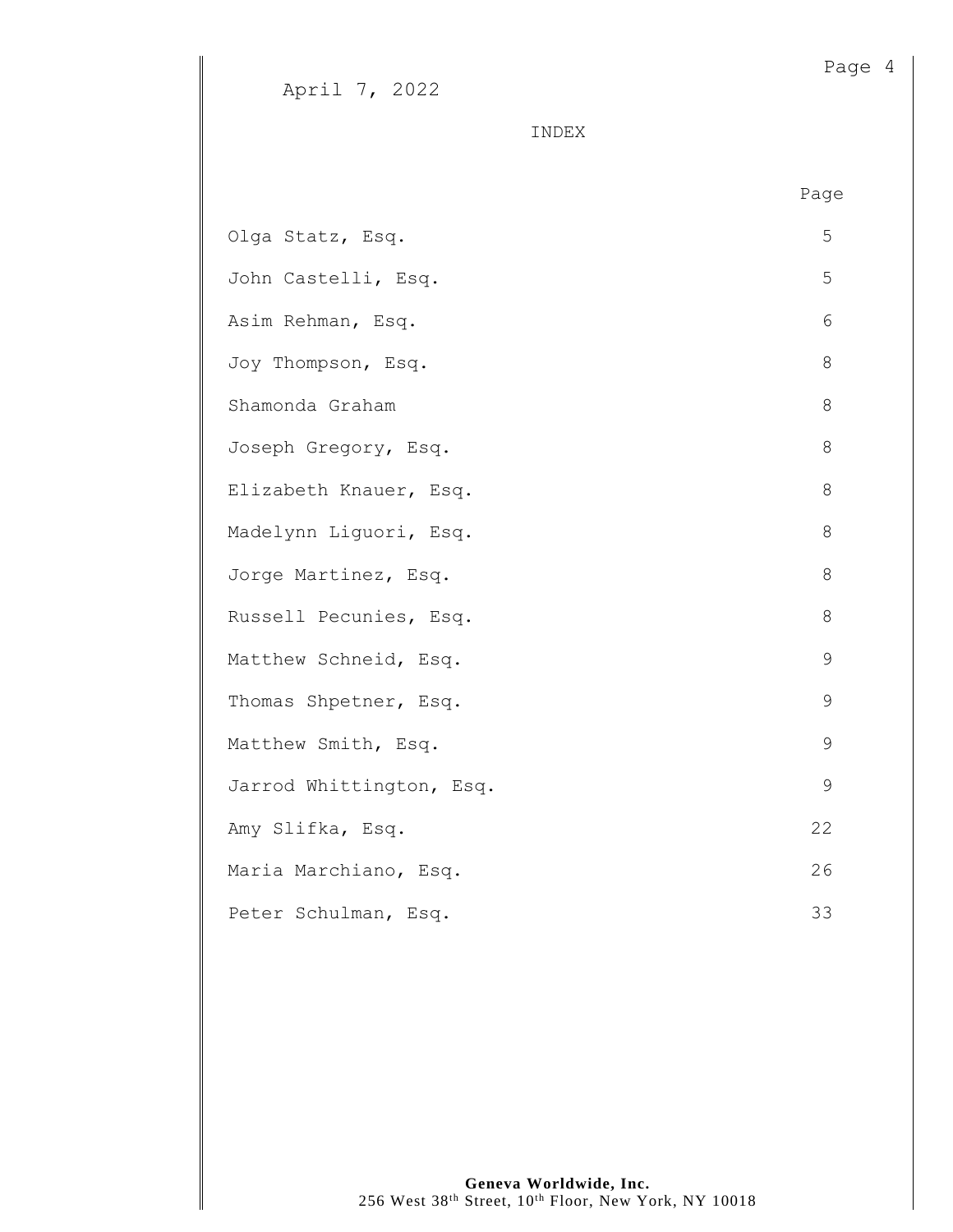April 7, 2022

INDEX

| | Page |
|---|---|
| Olga Statz, Esq. | 5 |
| John Castelli, Esq. | 5 |
| Asim Rehman, Esq. | 6 |
| Joy Thompson, Esq. | 8 |
| Shamonda Graham | 8 |
| Joseph Gregory, Esq. | 8 |
| Elizabeth Knauer, Esq. | 8 |
| Madelynn Liguori, Esq. | 8 |
| Jorge Martinez, Esq. | 8 |
| Russell Pecunies, Esq. | 8 |
| Matthew Schneid, Esq. | 9 |
| Thomas Shpetner, Esq. | 9 |
| Matthew Smith, Esq. | 9 |
| Jarrod Whittington, Esq. | 9 |
| Amy Slifka, Esq. | 22 |
| Maria Marchiano, Esq. | 26 |
| Peter Schulman, Esq. | 33 |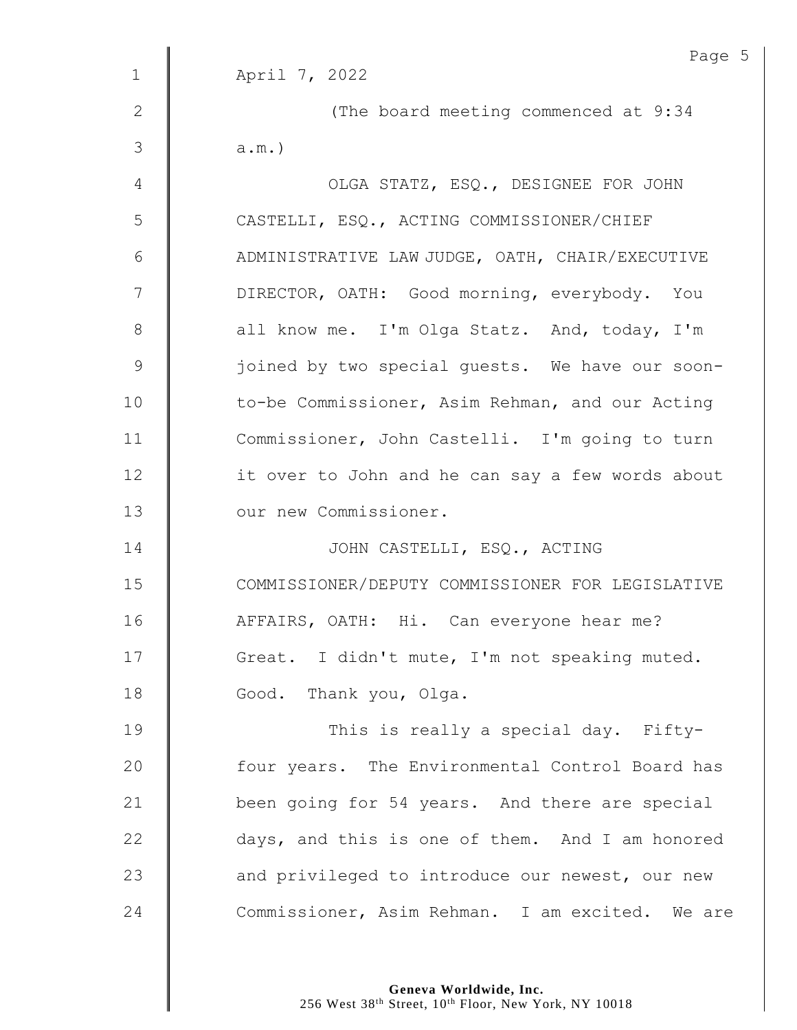April 7, 2022

(The board meeting commenced at 9:34 a.m.)

OLGA STATZ, ESQ., DESIGNEE FOR JOHN CASTELLI, ESQ., ACTING COMMISSIONER/CHIEF ADMINISTRATIVE LAW JUDGE, OATH, CHAIR/EXECUTIVE DIRECTOR, OATH: Good morning, everybody. You all know me. I'm Olga Statz. And, today, I'm joined by two special guests. We have our soon-to-be Commissioner, Asim Rehman, and our Acting Commissioner, John Castelli. I'm going to turn it over to John and he can say a few words about our new Commissioner.

JOHN CASTELLI, ESQ., ACTING COMMISSIONER/DEPUTY COMMISSIONER FOR LEGISLATIVE AFFAIRS, OATH: Hi. Can everyone hear me? Great. I didn't mute, I'm not speaking muted. Good. Thank you, Olga.

This is really a special day. Fifty-four years. The Environmental Control Board has been going for 54 years. And there are special days, and this is one of them. And I am honored and privileged to introduce our newest, our new Commissioner, Asim Rehman. I am excited. We are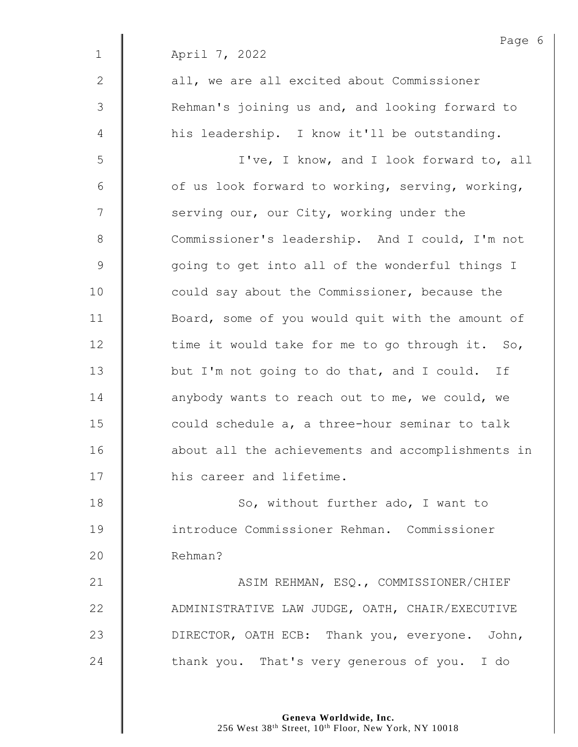April 7, 2022

all, we are all excited about Commissioner Rehman's joining us and, and looking forward to his leadership. I know it'll be outstanding.

I've, I know, and I look forward to, all of us look forward to working, serving, working, serving our, our City, working under the Commissioner's leadership. And I could, I'm not going to get into all of the wonderful things I could say about the Commissioner, because the Board, some of you would quit with the amount of time it would take for me to go through it. So, but I'm not going to do that, and I could. If anybody wants to reach out to me, we could, we could schedule a, a three-hour seminar to talk about all the achievements and accomplishments in his career and lifetime.

So, without further ado, I want to introduce Commissioner Rehman. Commissioner Rehman?

ASIM REHMAN, ESQ., COMMISSIONER/CHIEF ADMINISTRATIVE LAW JUDGE, OATH, CHAIR/EXECUTIVE DIRECTOR, OATH ECB: Thank you, everyone. John, thank you. That's very generous of you. I do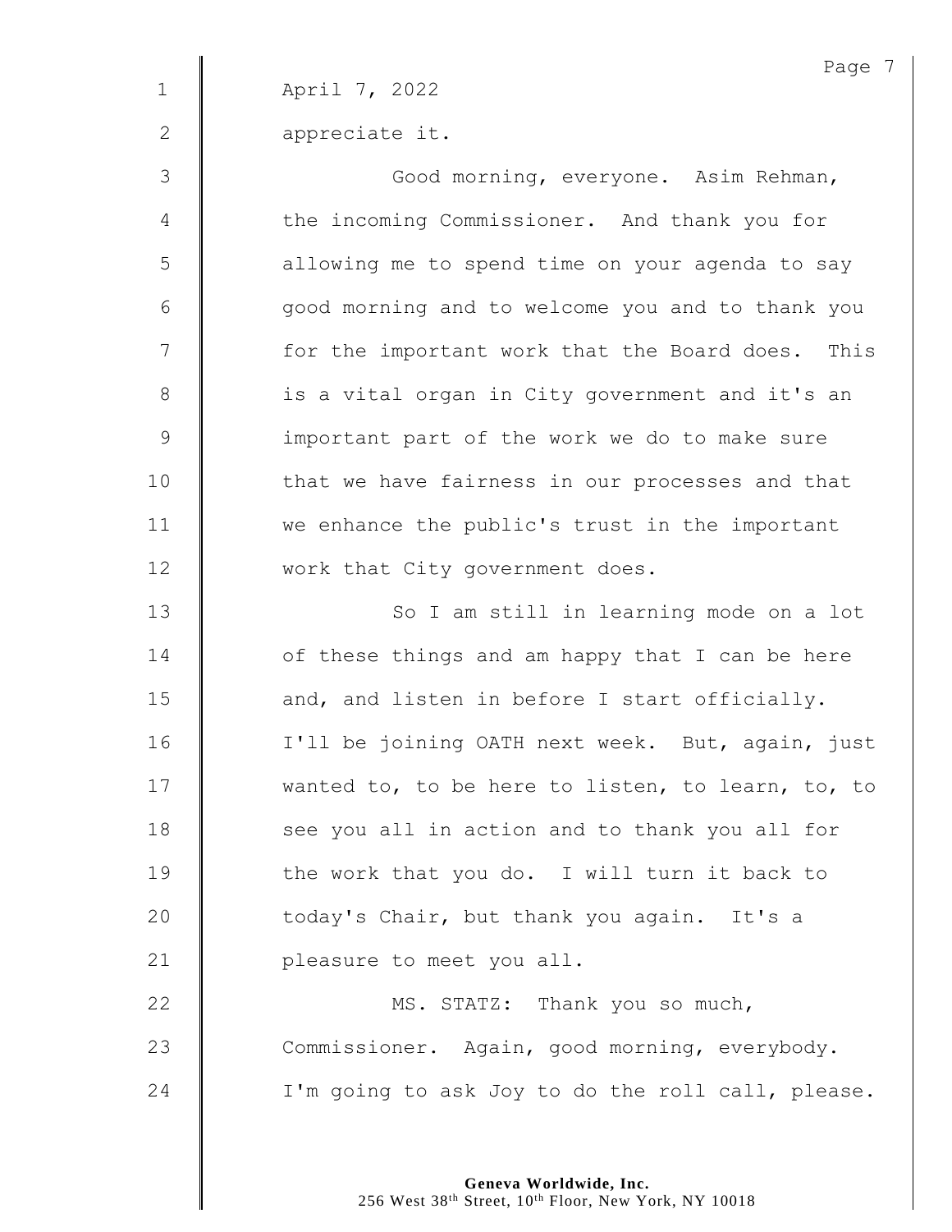April 7, 2022

appreciate it.

Good morning, everyone. Asim Rehman, the incoming Commissioner. And thank you for allowing me to spend time on your agenda to say good morning and to welcome you and to thank you for the important work that the Board does. This is a vital organ in City government and it's an important part of the work we do to make sure that we have fairness in our processes and that we enhance the public's trust in the important work that City government does.

So I am still in learning mode on a lot of these things and am happy that I can be here and, and listen in before I start officially. I'll be joining OATH next week. But, again, just wanted to, to be here to listen, to learn, to, to see you all in action and to thank you all for the work that you do. I will turn it back to today's Chair, but thank you again. It's a pleasure to meet you all.

MS. STATZ: Thank you so much, Commissioner. Again, good morning, everybody. I'm going to ask Joy to do the roll call, please.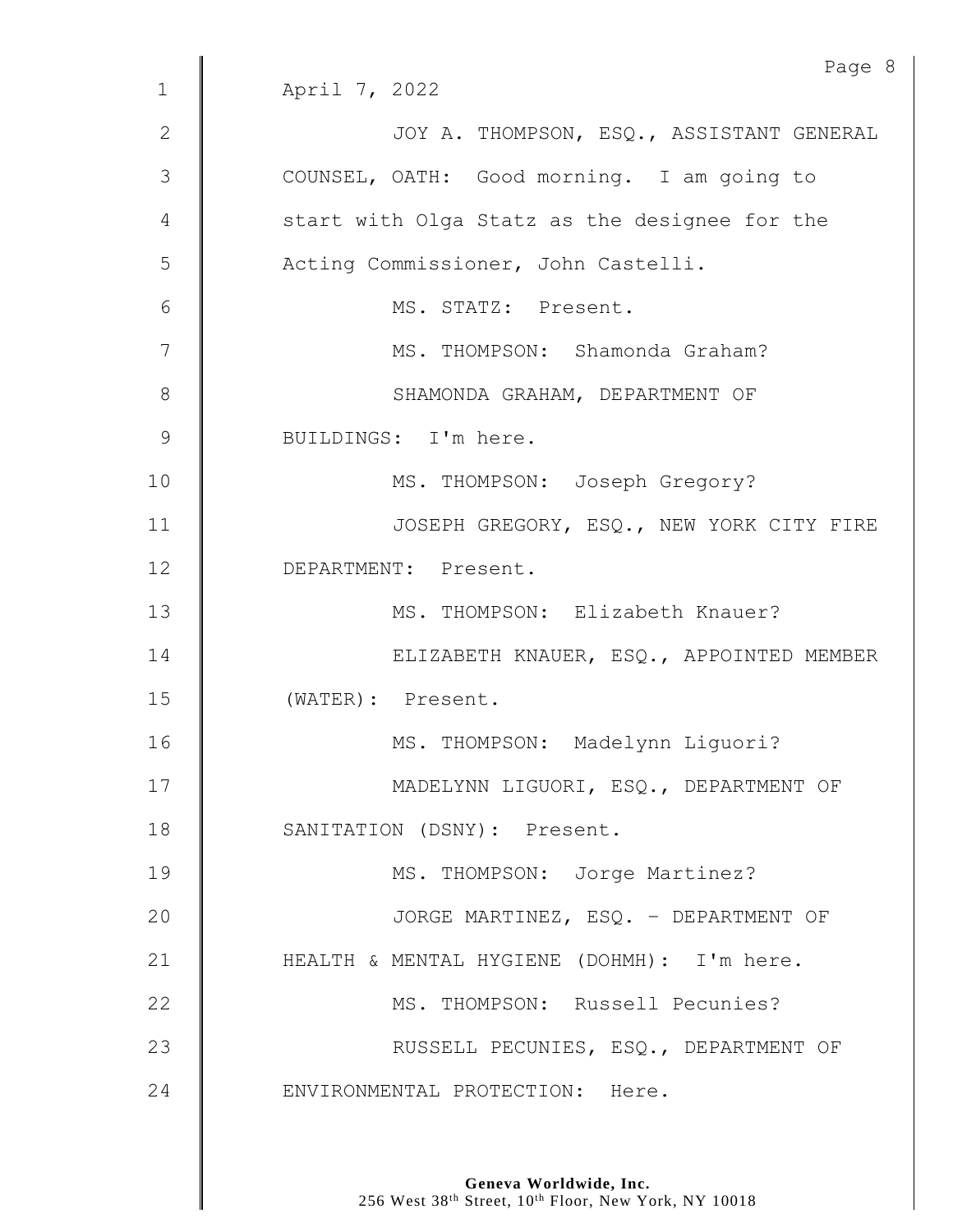April 7, 2022

JOY A. THOMPSON, ESQ., ASSISTANT GENERAL COUNSEL, OATH: Good morning. I am going to start with Olga Statz as the designee for the Acting Commissioner, John Castelli.

MS. STATZ: Present.

MS. THOMPSON: Shamonda Graham?

SHAMONDA GRAHAM, DEPARTMENT OF BUILDINGS: I'm here.

MS. THOMPSON: Joseph Gregory?

JOSEPH GREGORY, ESQ., NEW YORK CITY FIRE DEPARTMENT: Present.

MS. THOMPSON: Elizabeth Knauer?

ELIZABETH KNAUER, ESQ., APPOINTED MEMBER (WATER): Present.

MS. THOMPSON: Madelynn Liguori?

MADELYNN LIGUORI, ESQ., DEPARTMENT OF SANITATION (DSNY): Present.

MS. THOMPSON: Jorge Martinez?

JORGE MARTINEZ, ESQ. – DEPARTMENT OF HEALTH & MENTAL HYGIENE (DOHMH): I'm here.

MS. THOMPSON: Russell Pecunies?

RUSSELL PECUNIES, ESQ., DEPARTMENT OF ENVIRONMENTAL PROTECTION: Here.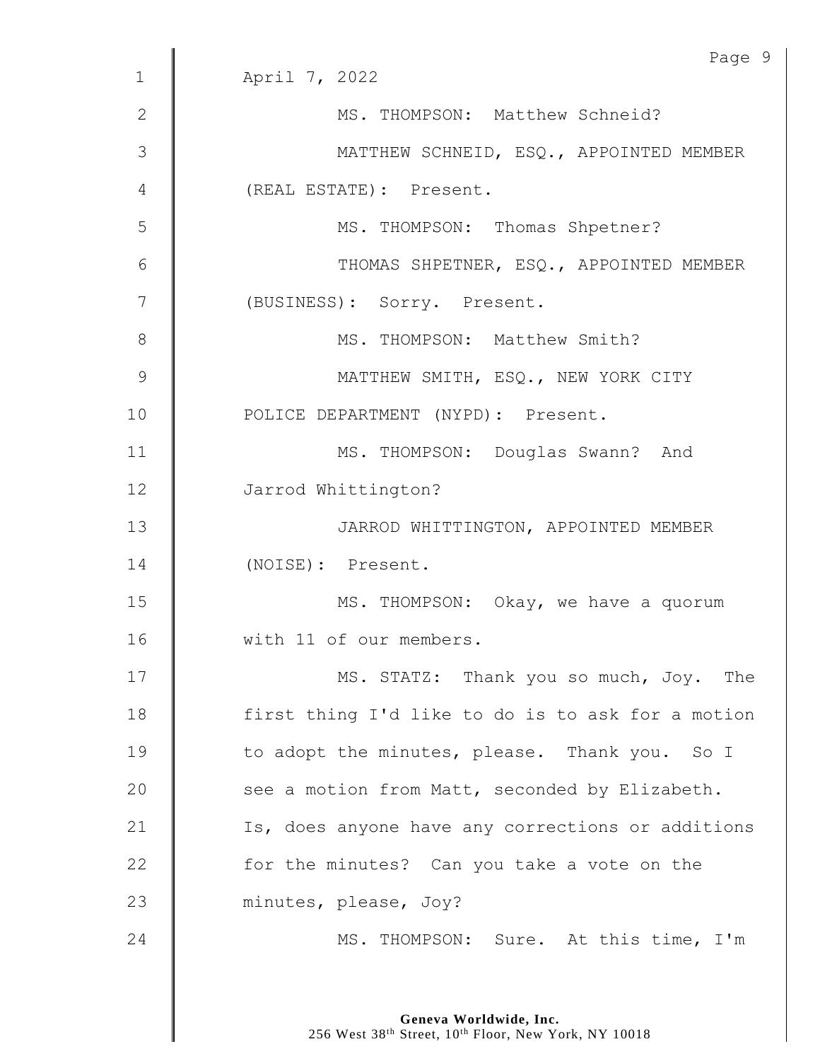April 7, 2022

MS. THOMPSON: Matthew Schneid?

MATTHEW SCHNEID, ESQ., APPOINTED MEMBER (REAL ESTATE): Present.

MS. THOMPSON: Thomas Shpetner?

THOMAS SHPETNER, ESQ., APPOINTED MEMBER (BUSINESS): Sorry. Present.

MS. THOMPSON: Matthew Smith?

MATTHEW SMITH, ESQ., NEW YORK CITY POLICE DEPARTMENT (NYPD): Present.

MS. THOMPSON: Douglas Swann? And Jarrod Whittington?

JARROD WHITTINGTON, APPOINTED MEMBER (NOISE): Present.

MS. THOMPSON: Okay, we have a quorum with 11 of our members.

MS. STATZ: Thank you so much, Joy. The first thing I'd like to do is to ask for a motion to adopt the minutes, please. Thank you. So I see a motion from Matt, seconded by Elizabeth. Is, does anyone have any corrections or additions for the minutes? Can you take a vote on the minutes, please, Joy?

MS. THOMPSON: Sure. At this time, I'm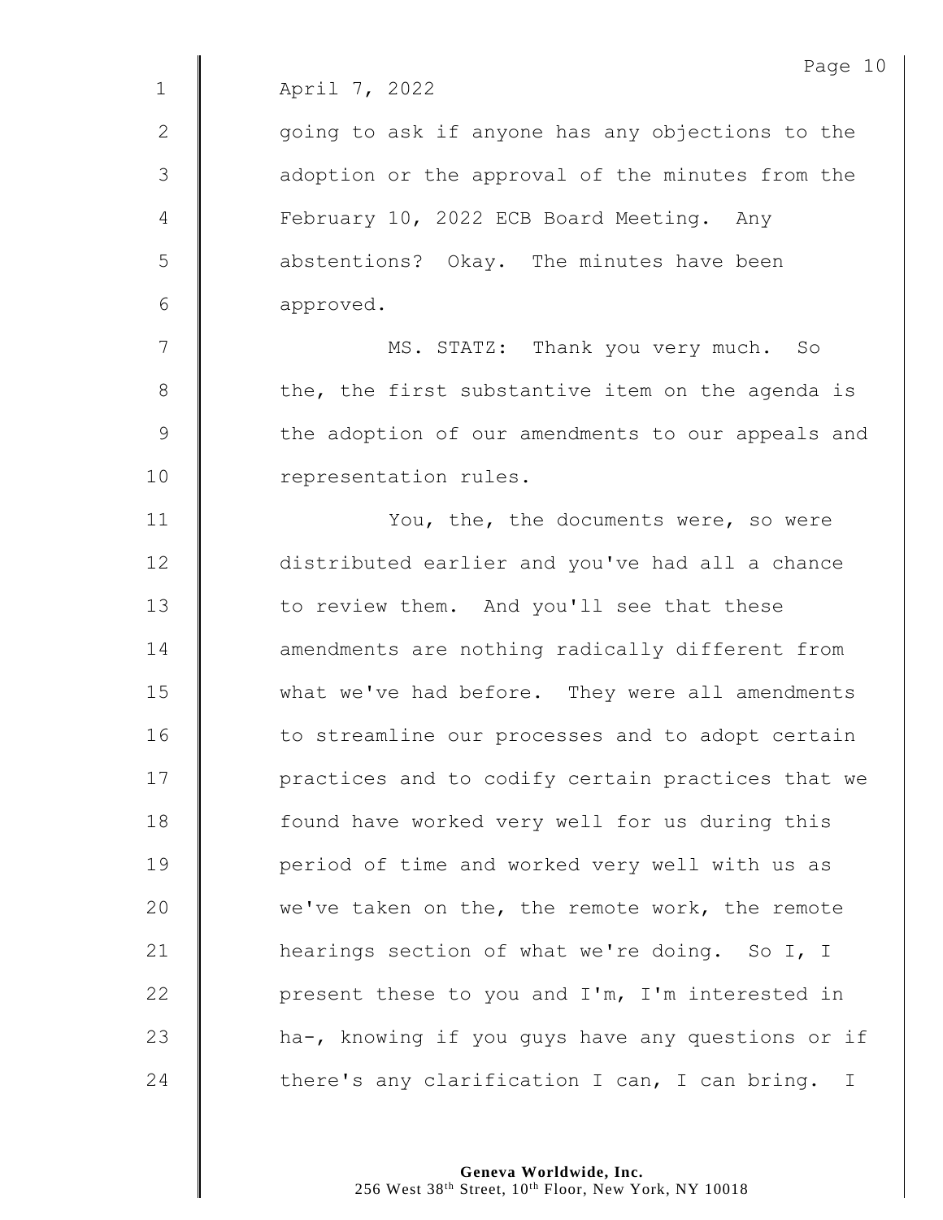April 7, 2022

going to ask if anyone has any objections to the adoption or the approval of the minutes from the February 10, 2022 ECB Board Meeting. Any abstentions? Okay. The minutes have been approved.

MS. STATZ: Thank you very much. So the, the first substantive item on the agenda is the adoption of our amendments to our appeals and representation rules.

You, the, the documents were, so were distributed earlier and you've had all a chance to review them. And you'll see that these amendments are nothing radically different from what we've had before. They were all amendments to streamline our processes and to adopt certain practices and to codify certain practices that we found have worked very well for us during this period of time and worked very well with us as we've taken on the, the remote work, the remote hearings section of what we're doing. So I, I present these to you and I'm, I'm interested in ha-, knowing if you guys have any questions or if there's any clarification I can, I can bring. I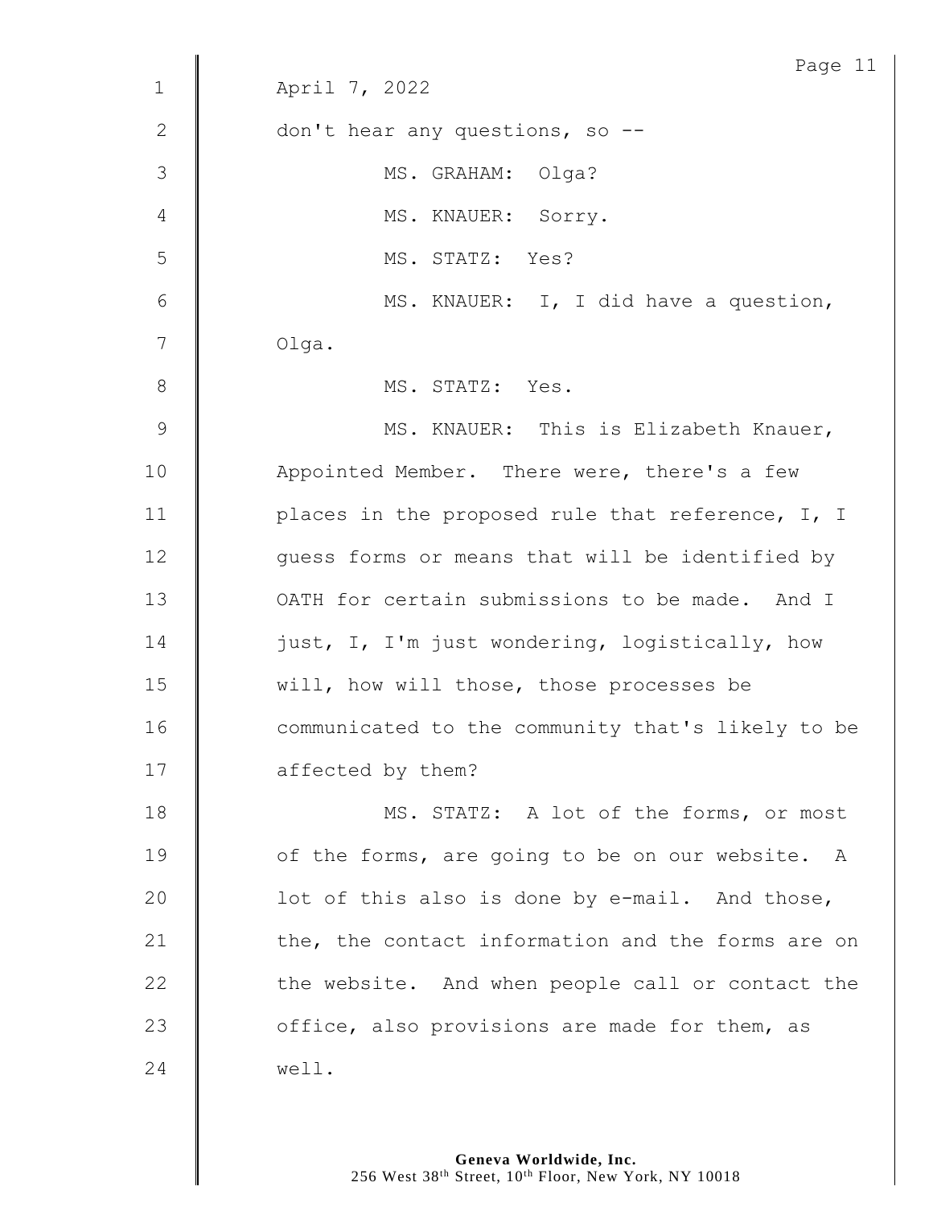April 7, 2022

don't hear any questions, so --

MS. GRAHAM: Olga?

MS. KNAUER: Sorry.

MS. STATZ: Yes?

MS. KNAUER: I, I did have a question, Olga.

MS. STATZ: Yes.

MS. KNAUER: This is Elizabeth Knauer, Appointed Member. There were, there's a few places in the proposed rule that reference, I, I guess forms or means that will be identified by OATH for certain submissions to be made. And I just, I, I'm just wondering, logistically, how will, how will those, those processes be communicated to the community that's likely to be affected by them?

MS. STATZ: A lot of the forms, or most of the forms, are going to be on our website. A lot of this also is done by e-mail. And those, the, the contact information and the forms are on the website. And when people call or contact the office, also provisions are made for them, as well.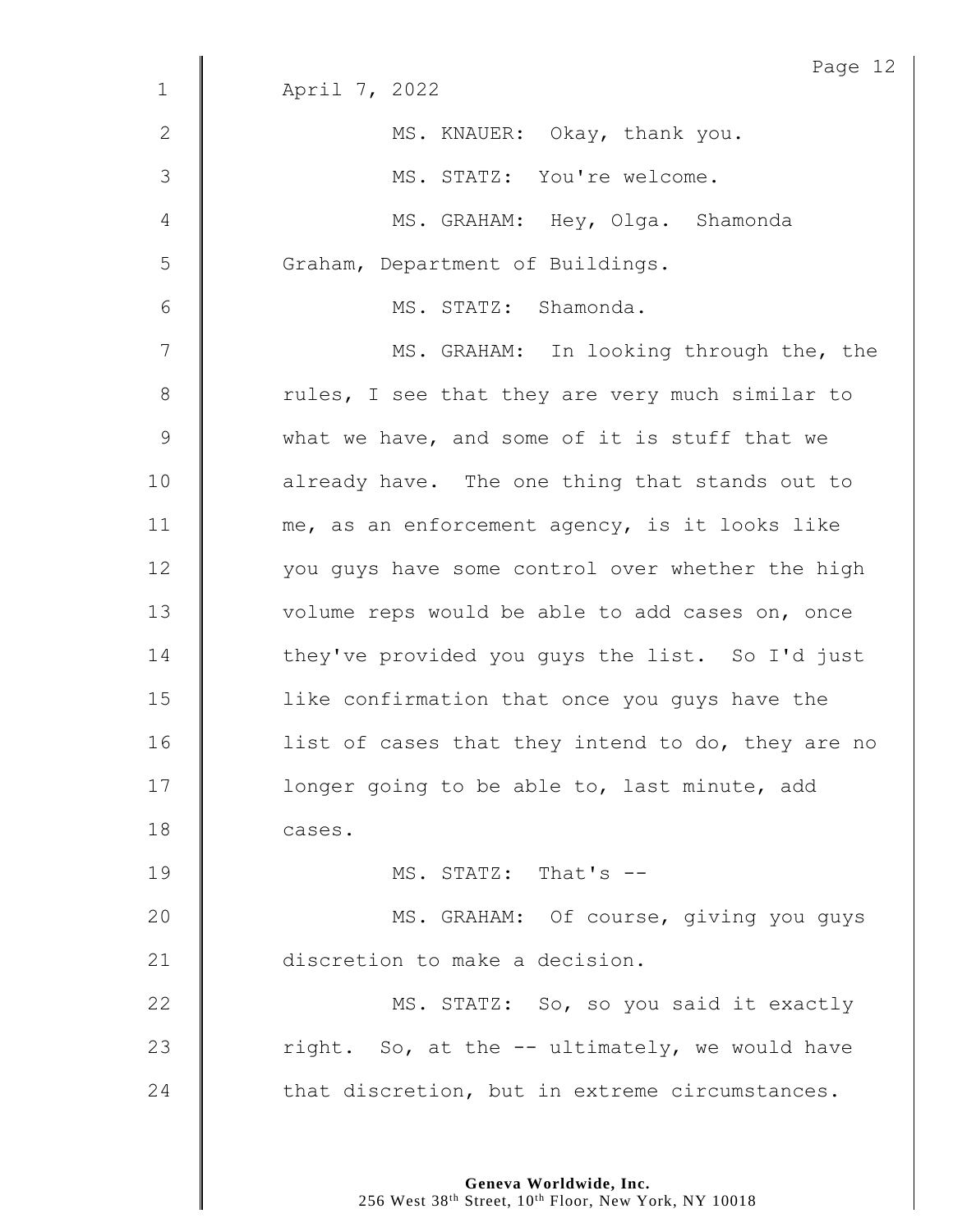April 7, 2022

MS. KNAUER: Okay, thank you.

MS. STATZ: You're welcome.

MS. GRAHAM: Hey, Olga. Shamonda Graham, Department of Buildings.

MS. STATZ: Shamonda.

MS. GRAHAM: In looking through the, the rules, I see that they are very much similar to what we have, and some of it is stuff that we already have. The one thing that stands out to me, as an enforcement agency, is it looks like you guys have some control over whether the high volume reps would be able to add cases on, once they've provided you guys the list. So I'd just like confirmation that once you guys have the list of cases that they intend to do, they are no longer going to be able to, last minute, add cases.

MS. STATZ: That's --

MS. GRAHAM: Of course, giving you guys discretion to make a decision.

MS. STATZ: So, so you said it exactly right. So, at the -- ultimately, we would have that discretion, but in extreme circumstances.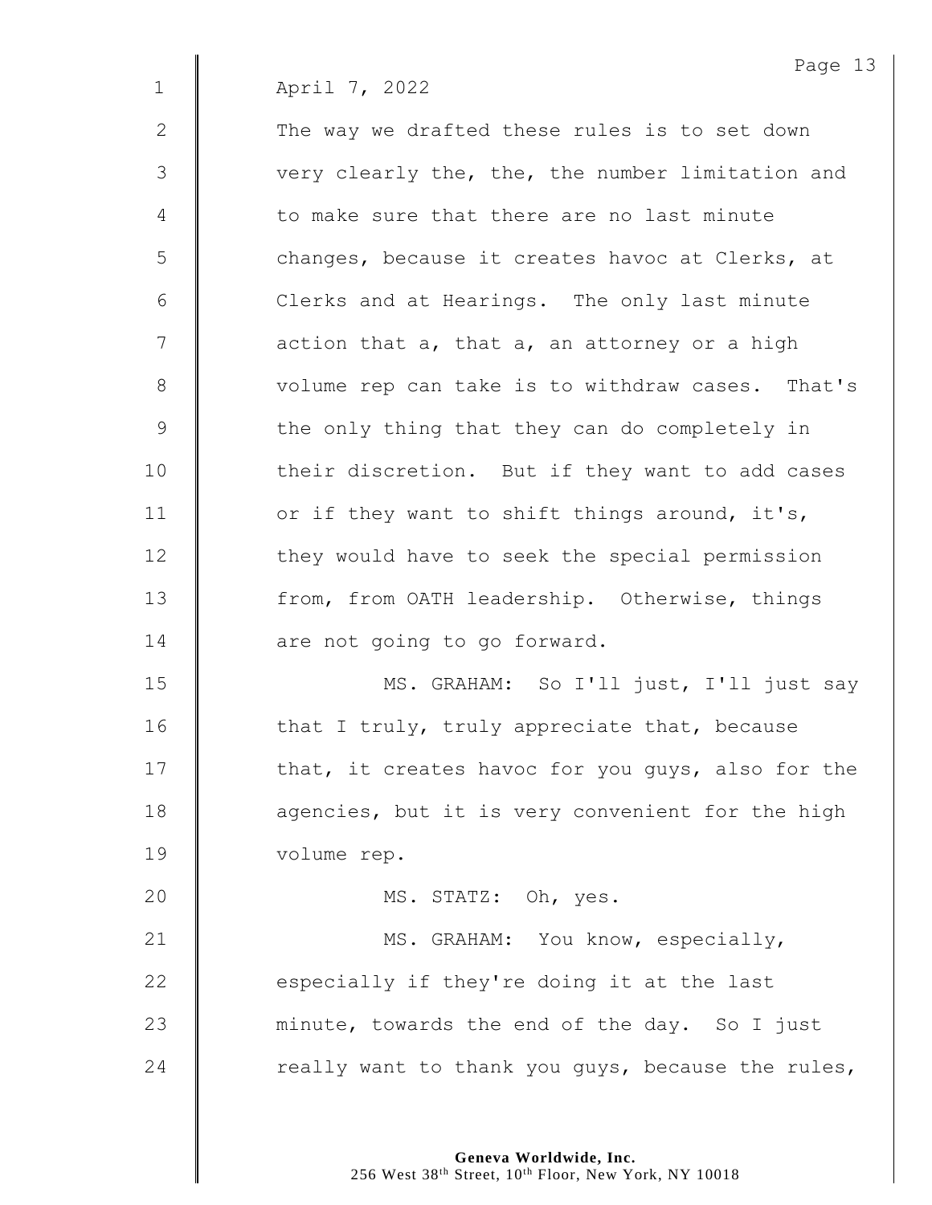April 7, 2022

The way we drafted these rules is to set down very clearly the, the, the number limitation and to make sure that there are no last minute changes, because it creates havoc at Clerks, at Clerks and at Hearings. The only last minute action that a, that a, an attorney or a high volume rep can take is to withdraw cases. That's the only thing that they can do completely in their discretion. But if they want to add cases or if they want to shift things around, it's, they would have to seek the special permission from, from OATH leadership. Otherwise, things are not going to go forward.

MS. GRAHAM: So I'll just, I'll just say that I truly, truly appreciate that, because that, it creates havoc for you guys, also for the agencies, but it is very convenient for the high volume rep.

MS. STATZ: Oh, yes.

MS. GRAHAM: You know, especially, especially if they're doing it at the last minute, towards the end of the day. So I just really want to thank you guys, because the rules,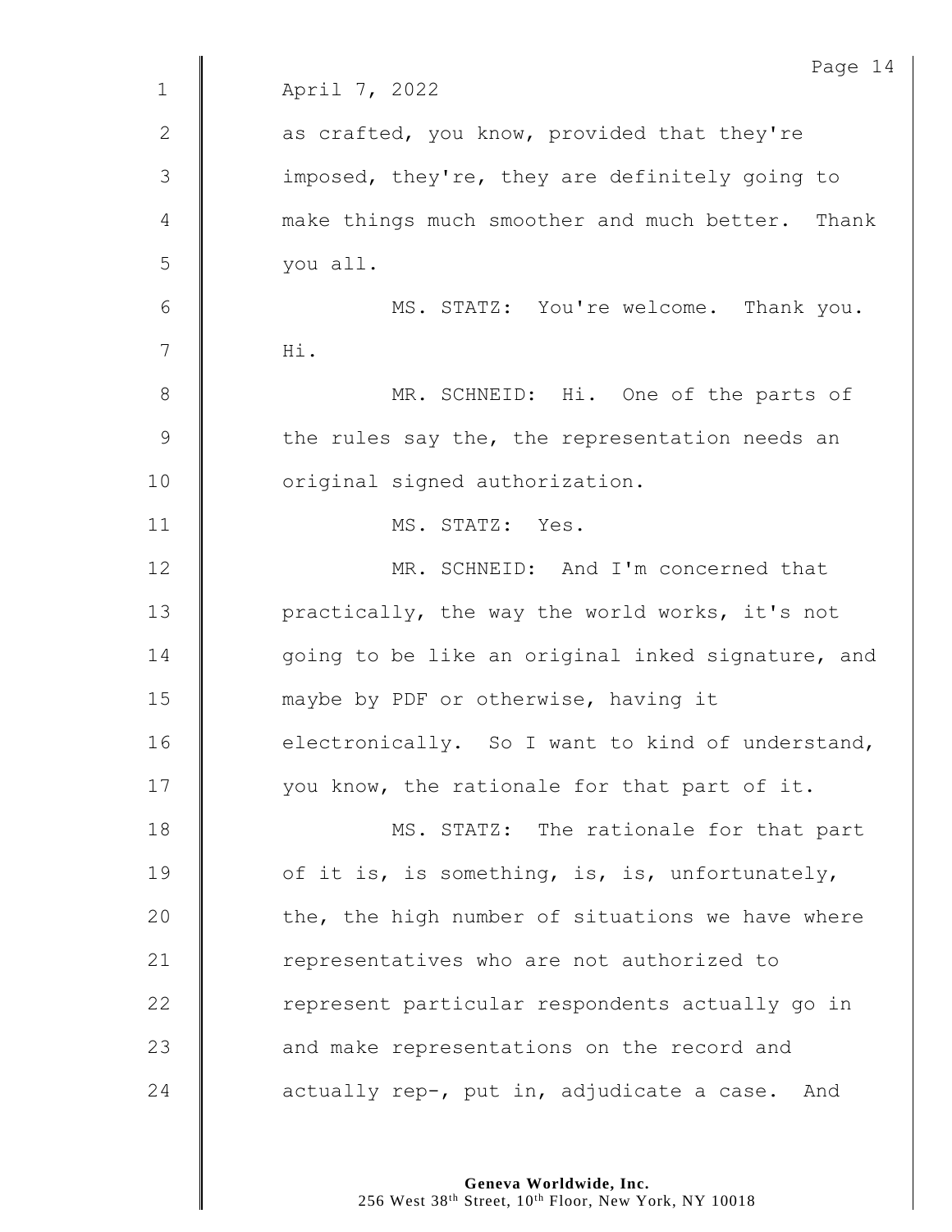April 7, 2022

as crafted, you know, provided that they're imposed, they're, they are definitely going to make things much smoother and much better. Thank you all.

MS. STATZ: You're welcome. Thank you. Hi.

MR. SCHNEID: Hi. One of the parts of the rules say the, the representation needs an original signed authorization.

MS. STATZ: Yes.

MR. SCHNEID: And I'm concerned that practically, the way the world works, it's not going to be like an original inked signature, and maybe by PDF or otherwise, having it electronically. So I want to kind of understand, you know, the rationale for that part of it.

MS. STATZ: The rationale for that part of it is, is something, is, is, unfortunately, the, the high number of situations we have where representatives who are not authorized to represent particular respondents actually go in and make representations on the record and actually rep-, put in, adjudicate a case. And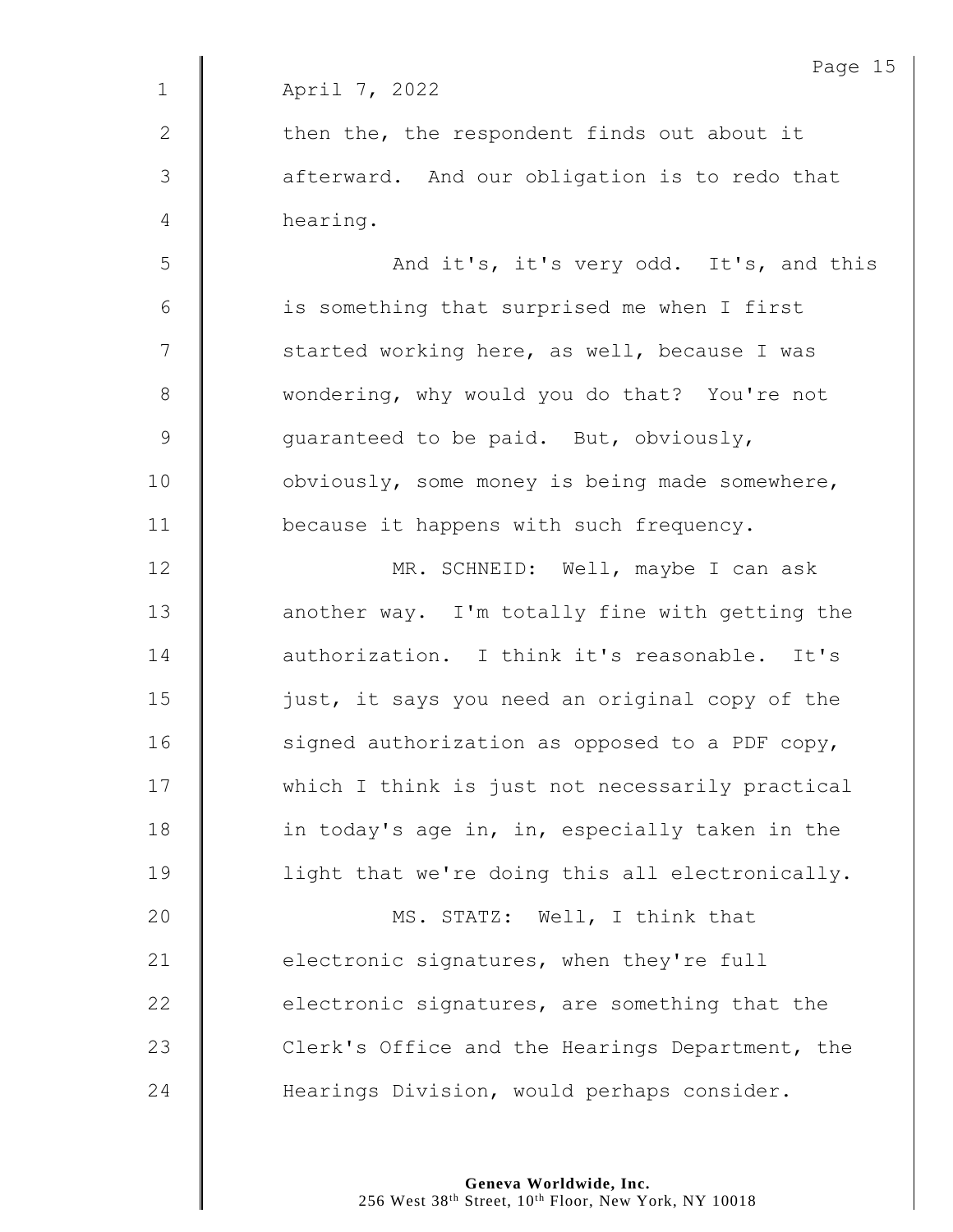April 7, 2022

then the, the respondent finds out about it afterward. And our obligation is to redo that hearing.

And it's, it's very odd. It's, and this is something that surprised me when I first started working here, as well, because I was wondering, why would you do that? You're not guaranteed to be paid. But, obviously, obviously, some money is being made somewhere, because it happens with such frequency.

MR. SCHNEID: Well, maybe I can ask another way. I'm totally fine with getting the authorization. I think it's reasonable. It's just, it says you need an original copy of the signed authorization as opposed to a PDF copy, which I think is just not necessarily practical in today's age in, in, especially taken in the light that we're doing this all electronically.

MS. STATZ: Well, I think that electronic signatures, when they're full electronic signatures, are something that the Clerk's Office and the Hearings Department, the Hearings Division, would perhaps consider.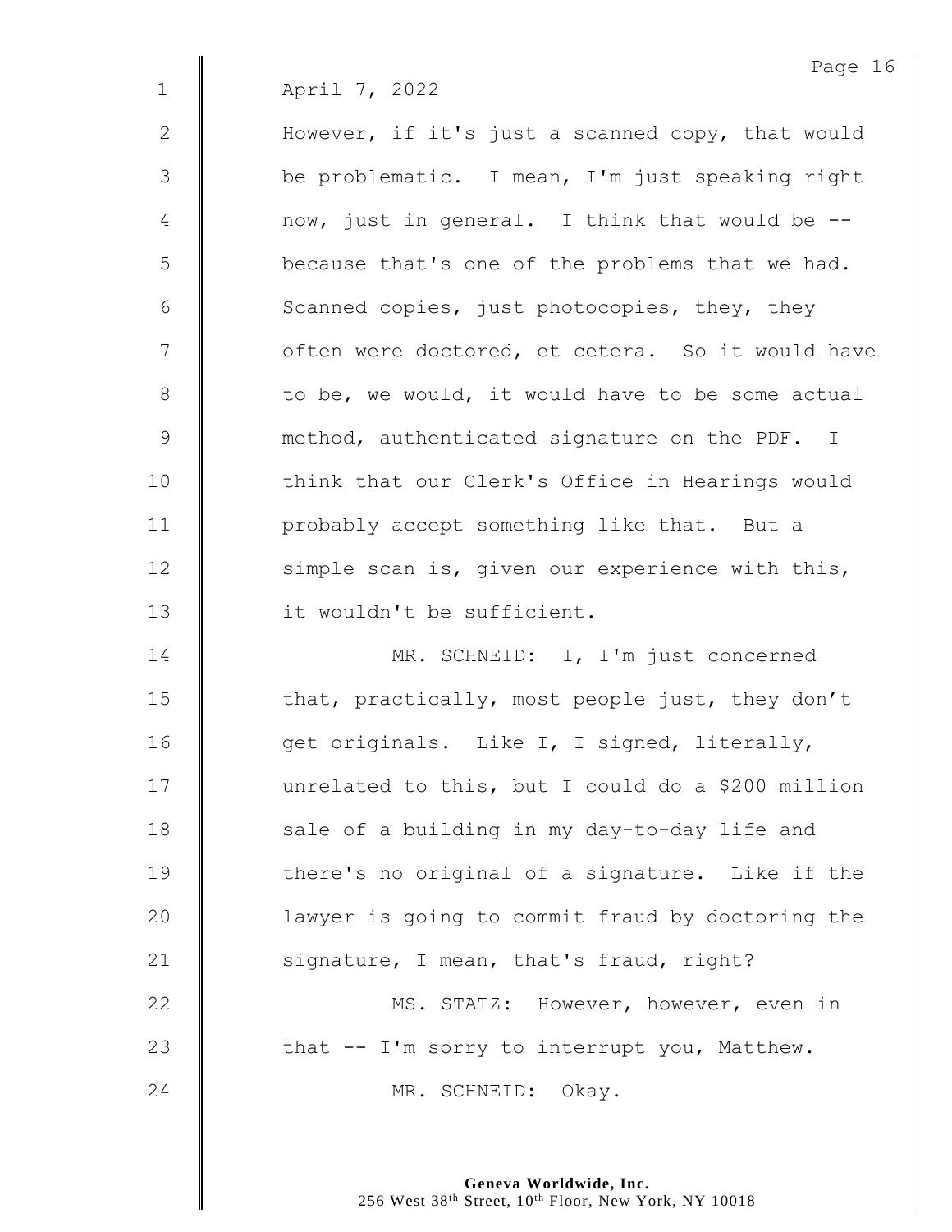April 7, 2022

However, if it's just a scanned copy, that would be problematic. I mean, I'm just speaking right now, just in general. I think that would be -- because that's one of the problems that we had. Scanned copies, just photocopies, they, they often were doctored, et cetera. So it would have to be, we would, it would have to be some actual method, authenticated signature on the PDF. I think that our Clerk's Office in Hearings would probably accept something like that. But a simple scan is, given our experience with this, it wouldn't be sufficient.

MR. SCHNEID: I, I'm just concerned that, practically, most people just, they don't get originals. Like I, I signed, literally, unrelated to this, but I could do a $200 million sale of a building in my day-to-day life and there's no original of a signature. Like if the lawyer is going to commit fraud by doctoring the signature, I mean, that's fraud, right?

MS. STATZ: However, however, even in that -- I'm sorry to interrupt you, Matthew.

MR. SCHNEID: Okay.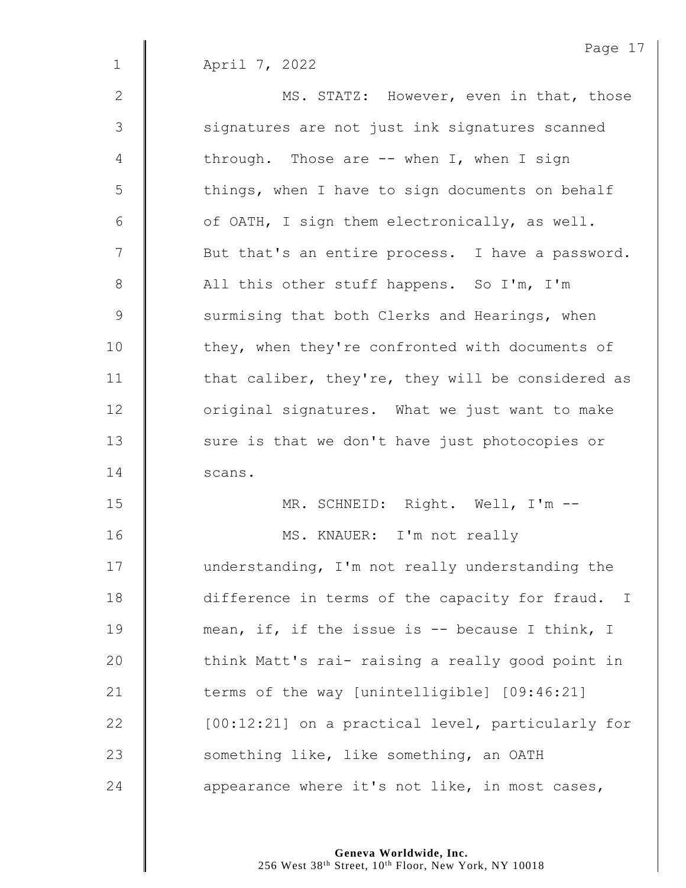April 7, 2022

MS. STATZ: However, even in that, those signatures are not just ink signatures scanned through. Those are -- when I, when I sign things, when I have to sign documents on behalf of OATH, I sign them electronically, as well. But that's an entire process. I have a password. All this other stuff happens. So I'm, I'm surmising that both Clerks and Hearings, when they, when they're confronted with documents of that caliber, they're, they will be considered as original signatures. What we just want to make sure is that we don't have just photocopies or scans.

MR. SCHNEID: Right. Well, I'm --

MS. KNAUER: I'm not really understanding, I'm not really understanding the difference in terms of the capacity for fraud. I mean, if, if the issue is -- because I think, I think Matt's rai- raising a really good point in terms of the way [unintelligible] [09:46:21] [00:12:21] on a practical level, particularly for something like, like something, an OATH appearance where it's not like, in most cases,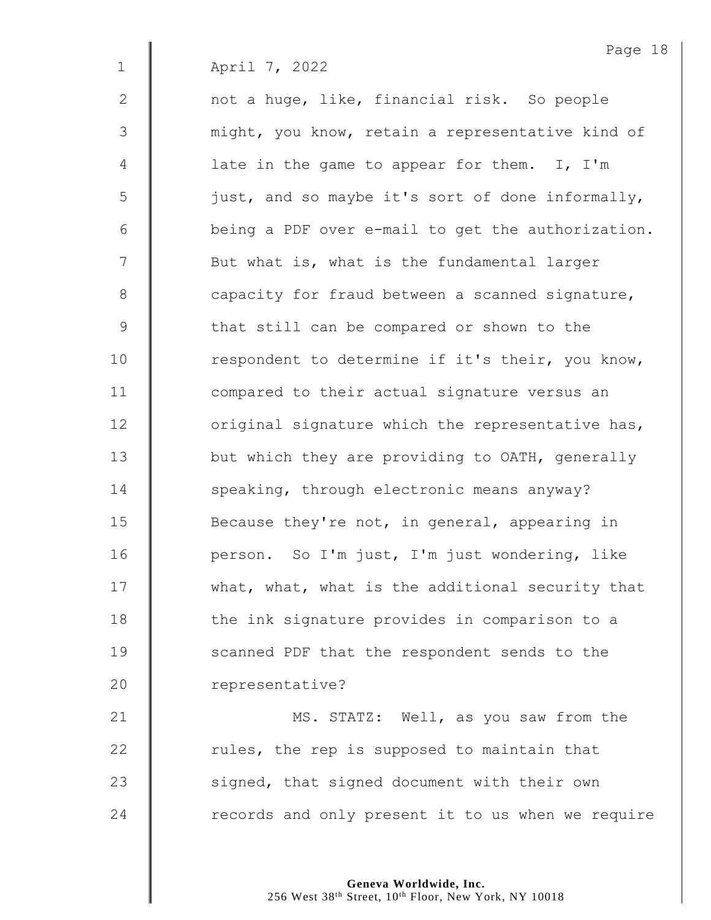April 7, 2022

not a huge, like, financial risk. So people might, you know, retain a representative kind of late in the game to appear for them. I, I'm just, and so maybe it's sort of done informally, being a PDF over e-mail to get the authorization. But what is, what is the fundamental larger capacity for fraud between a scanned signature, that still can be compared or shown to the respondent to determine if it's their, you know, compared to their actual signature versus an original signature which the representative has, but which they are providing to OATH, generally speaking, through electronic means anyway? Because they're not, in general, appearing in person. So I'm just, I'm just wondering, like what, what, what is the additional security that the ink signature provides in comparison to a scanned PDF that the respondent sends to the representative?

MS. STATZ: Well, as you saw from the rules, the rep is supposed to maintain that signed, that signed document with their own records and only present it to us when we require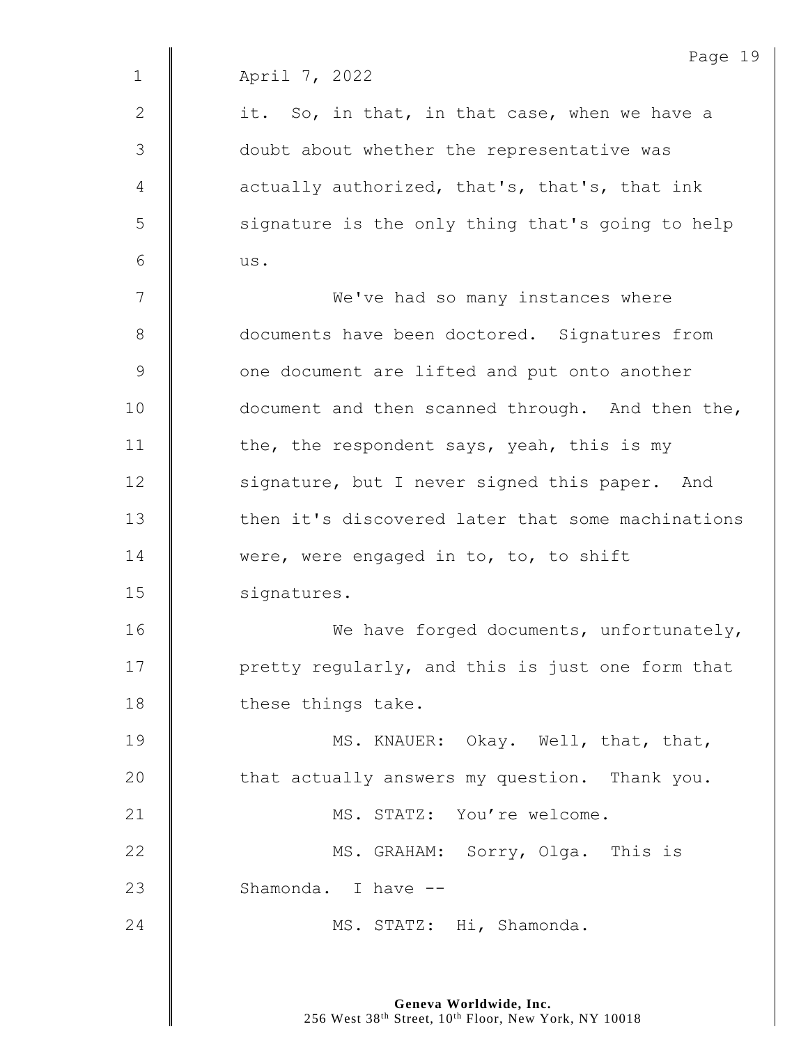April 7, 2022

it. So, in that, in that case, when we have a doubt about whether the representative was actually authorized, that's, that's, that ink signature is the only thing that's going to help us.

We've had so many instances where documents have been doctored. Signatures from one document are lifted and put onto another document and then scanned through. And then the, the, the respondent says, yeah, this is my signature, but I never signed this paper. And then it's discovered later that some machinations were, were engaged in to, to, to shift signatures.

We have forged documents, unfortunately, pretty regularly, and this is just one form that these things take.

MS. KNAUER: Okay. Well, that, that, that actually answers my question. Thank you.

MS. STATZ: You're welcome.

MS. GRAHAM: Sorry, Olga. This is Shamonda. I have --

MS. STATZ: Hi, Shamonda.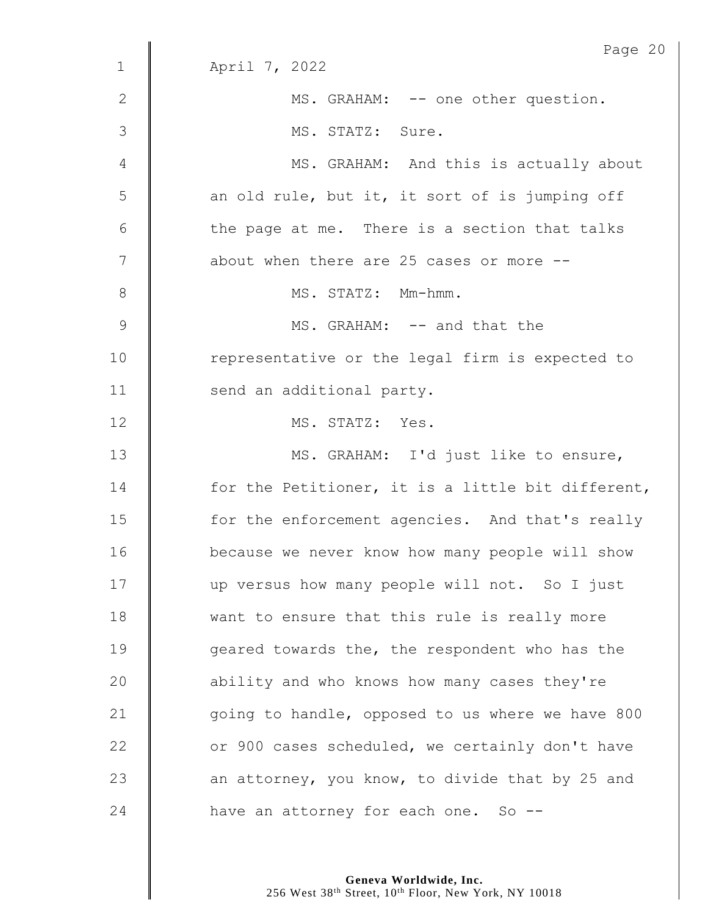April 7, 2022

MS. GRAHAM: -- one other question.

MS. STATZ: Sure.

MS. GRAHAM: And this is actually about an old rule, but it, it sort of is jumping off the page at me. There is a section that talks about when there are 25 cases or more --

MS. STATZ: Mm-hmm.

MS. GRAHAM: -- and that the representative or the legal firm is expected to send an additional party.

MS. STATZ: Yes.

MS. GRAHAM: I'd just like to ensure, for the Petitioner, it is a little bit different, for the enforcement agencies. And that's really because we never know how many people will show up versus how many people will not. So I just want to ensure that this rule is really more geared towards the, the respondent who has the ability and who knows how many cases they're going to handle, opposed to us where we have 800 or 900 cases scheduled, we certainly don't have an attorney, you know, to divide that by 25 and have an attorney for each one. So --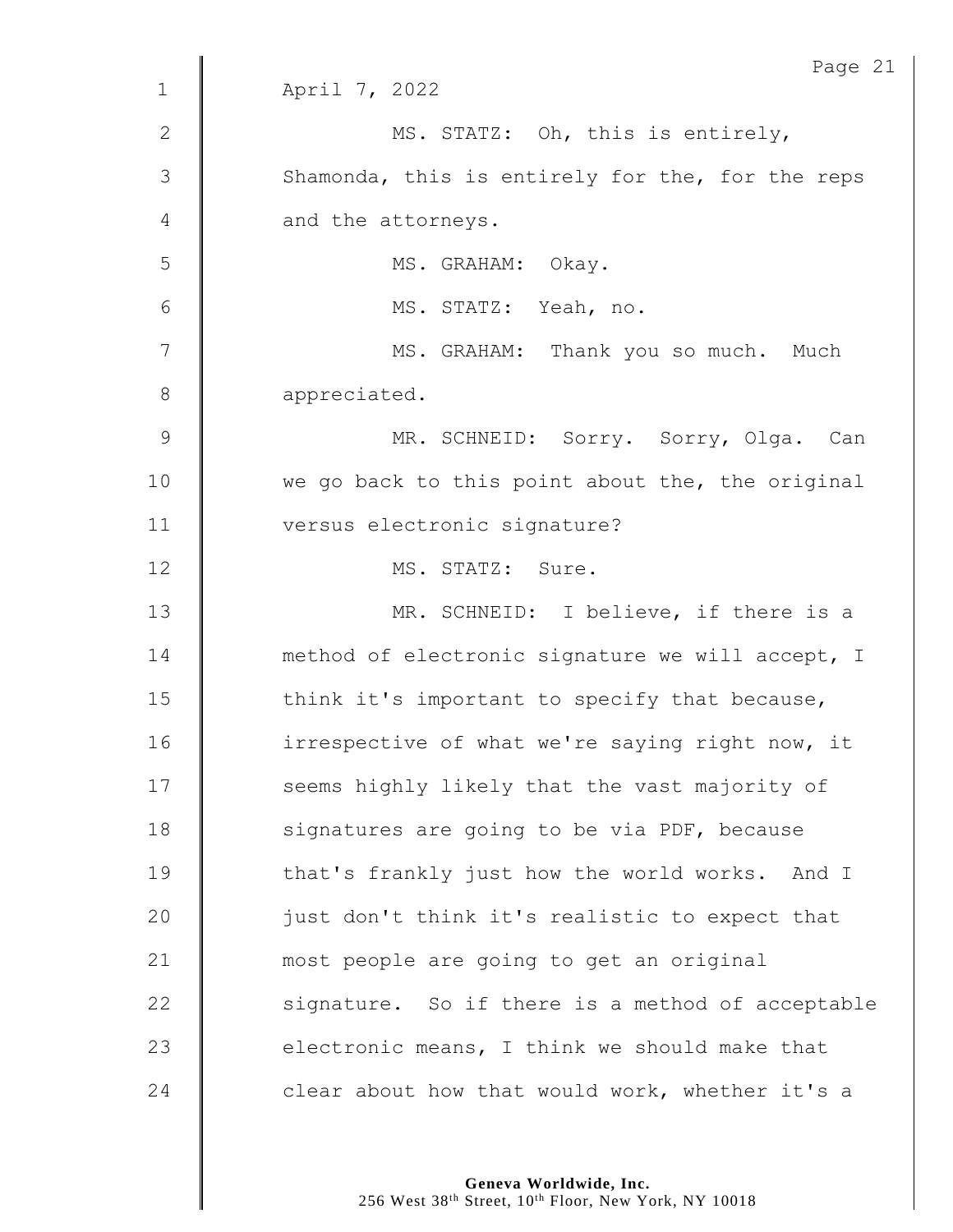April 7, 2022

MS. STATZ: Oh, this is entirely, Shamonda, this is entirely for the, for the reps and the attorneys.

MS. GRAHAM: Okay.

MS. STATZ: Yeah, no.

MS. GRAHAM: Thank you so much. Much appreciated.

MR. SCHNEID: Sorry. Sorry, Olga. Can we go back to this point about the, the original versus electronic signature?

MS. STATZ: Sure.

MR. SCHNEID: I believe, if there is a method of electronic signature we will accept, I think it's important to specify that because, irrespective of what we're saying right now, it seems highly likely that the vast majority of signatures are going to be via PDF, because that's frankly just how the world works. And I just don't think it's realistic to expect that most people are going to get an original signature. So if there is a method of acceptable electronic means, I think we should make that clear about how that would work, whether it's a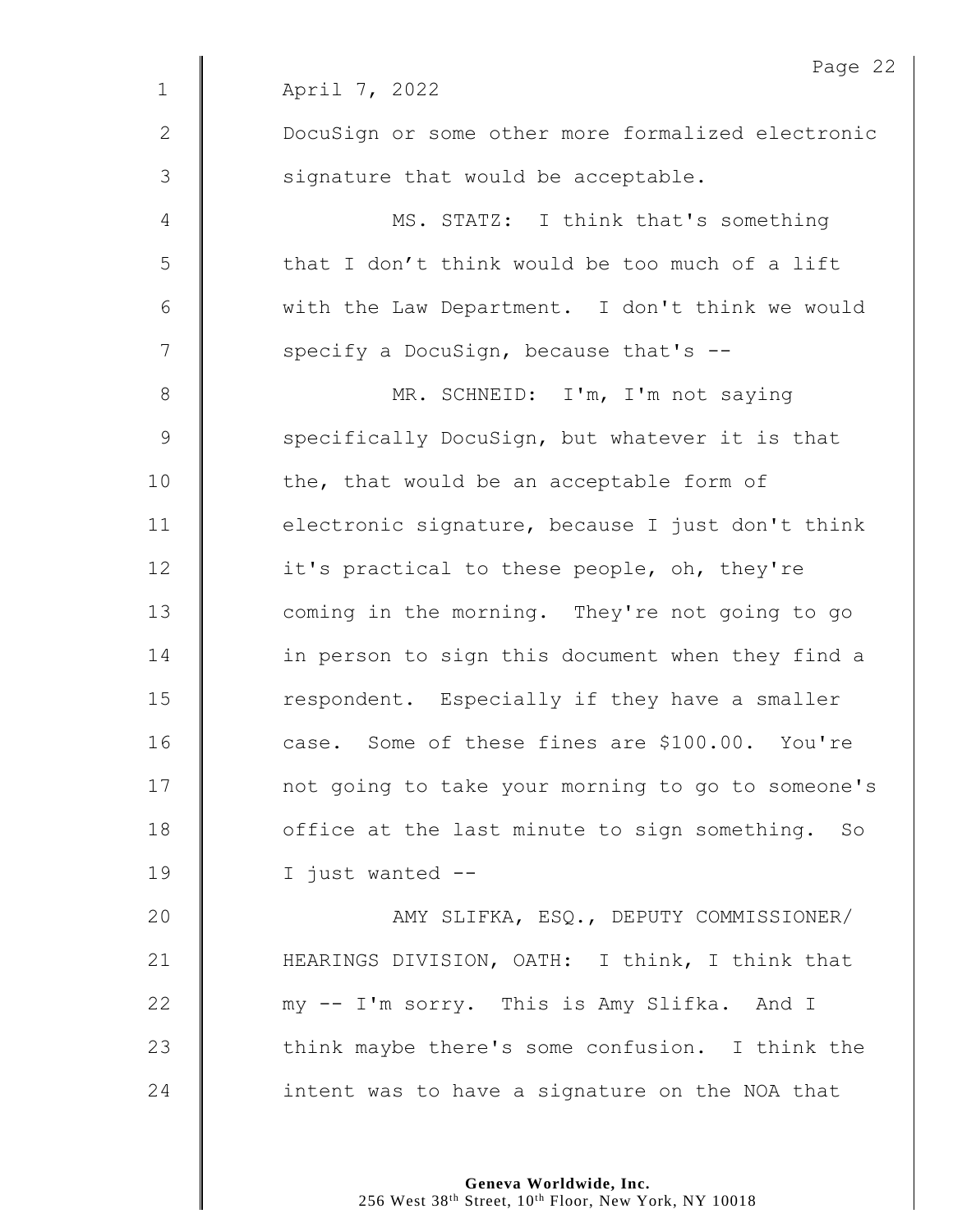April 7, 2022

DocuSign or some other more formalized electronic signature that would be acceptable.

MS. STATZ: I think that's something that I don't think would be too much of a lift with the Law Department. I don't think we would specify a DocuSign, because that's --

MR. SCHNEID: I'm, I'm not saying specifically DocuSign, but whatever it is that the, that would be an acceptable form of electronic signature, because I just don't think it's practical to these people, oh, they're coming in the morning. They're not going to go in person to sign this document when they find a respondent. Especially if they have a smaller case. Some of these fines are $100.00. You're not going to take your morning to go to someone's office at the last minute to sign something. So I just wanted --

AMY SLIFKA, ESQ., DEPUTY COMMISSIONER/ HEARINGS DIVISION, OATH: I think, I think that my -- I'm sorry. This is Amy Slifka. And I think maybe there's some confusion. I think the intent was to have a signature on the NOA that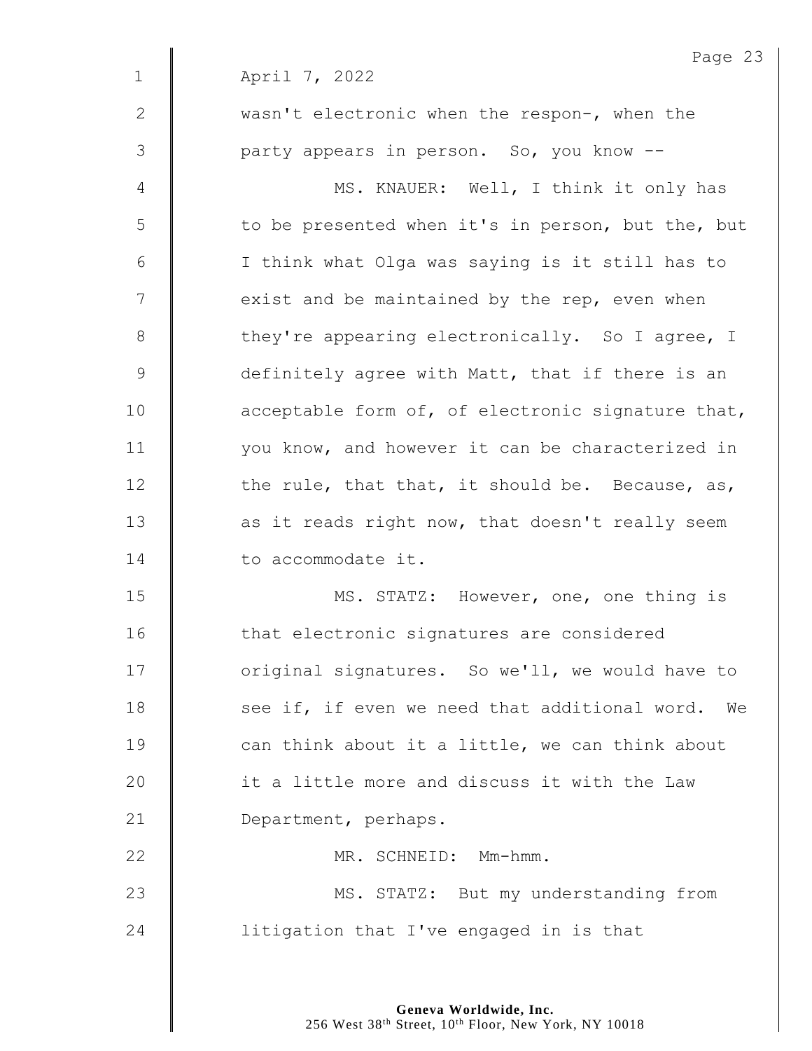April 7, 2022

wasn't electronic when the respon-, when the party appears in person. So, you know --

MS. KNAUER: Well, I think it only has to be presented when it's in person, but the, but I think what Olga was saying is it still has to exist and be maintained by the rep, even when they're appearing electronically. So I agree, I definitely agree with Matt, that if there is an acceptable form of, of electronic signature that, you know, and however it can be characterized in the rule, that that, it should be. Because, as, as it reads right now, that doesn't really seem to accommodate it.

MS. STATZ: However, one, one thing is that electronic signatures are considered original signatures. So we'll, we would have to see if, if even we need that additional word. We can think about it a little, we can think about it a little more and discuss it with the Law Department, perhaps.

MR. SCHNEID: Mm-hmm.

MS. STATZ: But my understanding from litigation that I've engaged in is that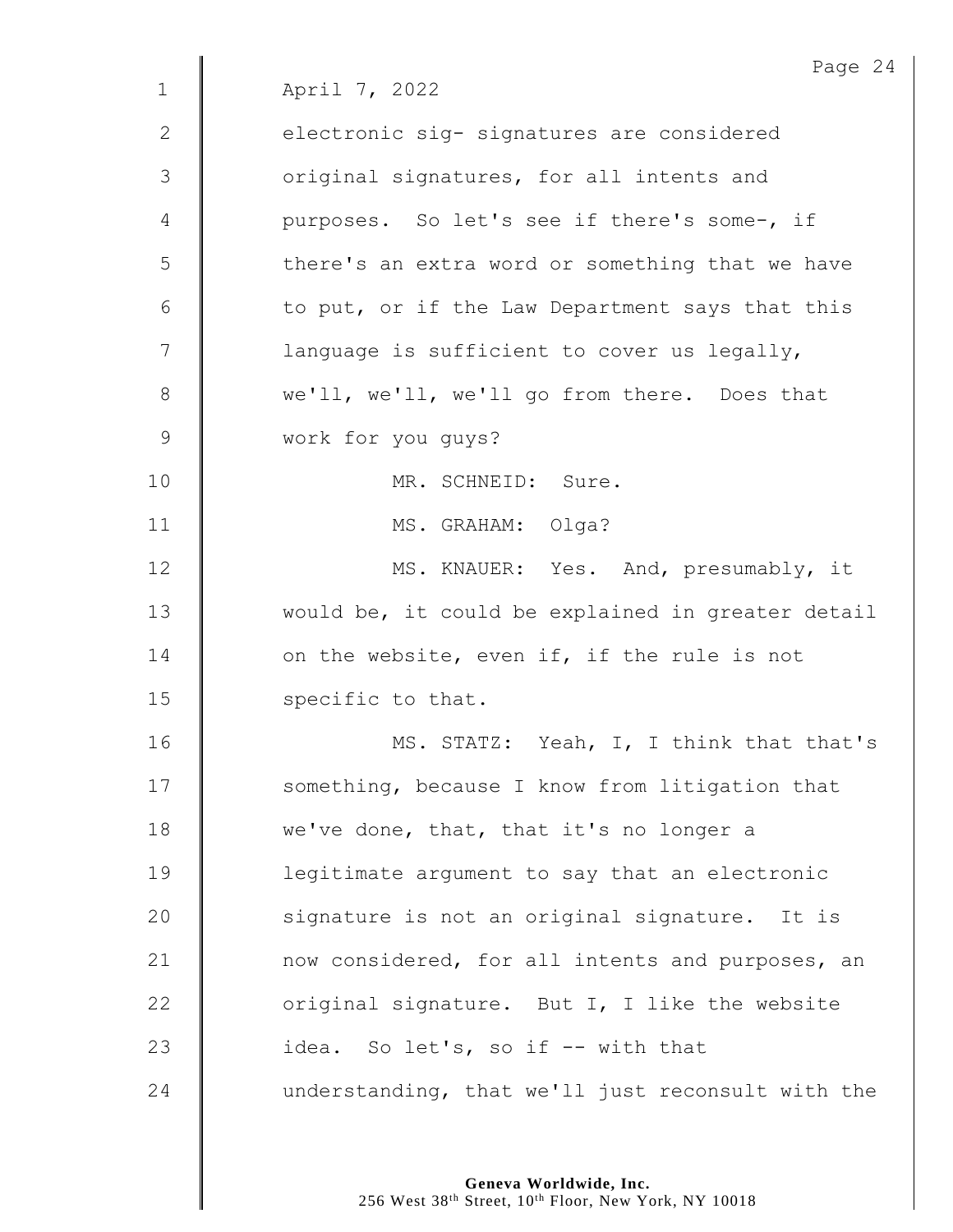April 7, 2022

electronic sig- signatures are considered original signatures, for all intents and purposes. So let's see if there's some-, if there's an extra word or something that we have to put, or if the Law Department says that this language is sufficient to cover us legally, we'll, we'll, we'll go from there. Does that work for you guys?

MR. SCHNEID: Sure.

MS. GRAHAM: Olga?

MS. KNAUER: Yes. And, presumably, it would be, it could be explained in greater detail on the website, even if, if the rule is not specific to that.

MS. STATZ: Yeah, I, I think that that's something, because I know from litigation that we've done, that, that it's no longer a legitimate argument to say that an electronic signature is not an original signature. It is now considered, for all intents and purposes, an original signature. But I, I like the website idea. So let's, so if -- with that understanding, that we'll just reconsult with the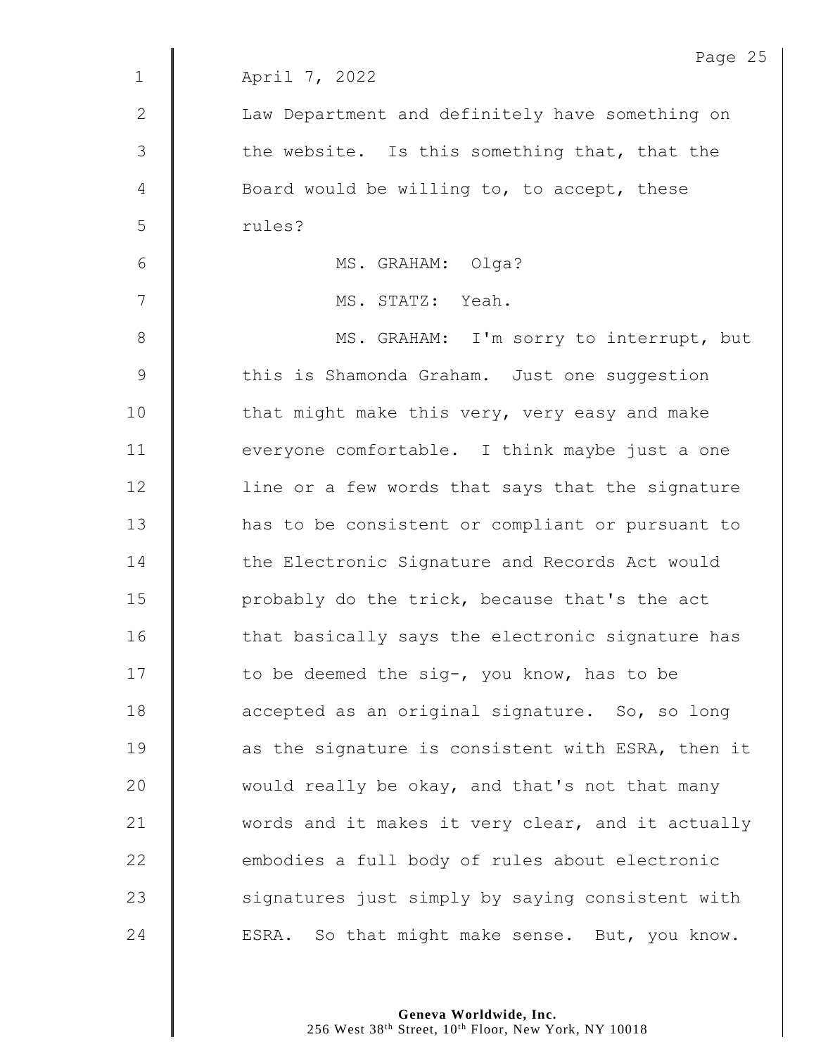April 7, 2022

Law Department and definitely have something on the website. Is this something that, that the Board would be willing to, to accept, these rules?

MS. GRAHAM: Olga?

MS. STATZ: Yeah.

MS. GRAHAM: I'm sorry to interrupt, but this is Shamonda Graham. Just one suggestion that might make this very, very easy and make everyone comfortable. I think maybe just a one line or a few words that says that the signature has to be consistent or compliant or pursuant to the Electronic Signature and Records Act would probably do the trick, because that's the act that basically says the electronic signature has to be deemed the sig-, you know, has to be accepted as an original signature. So, so long as the signature is consistent with ESRA, then it would really be okay, and that's not that many words and it makes it very clear, and it actually embodies a full body of rules about electronic signatures just simply by saying consistent with ESRA. So that might make sense. But, you know.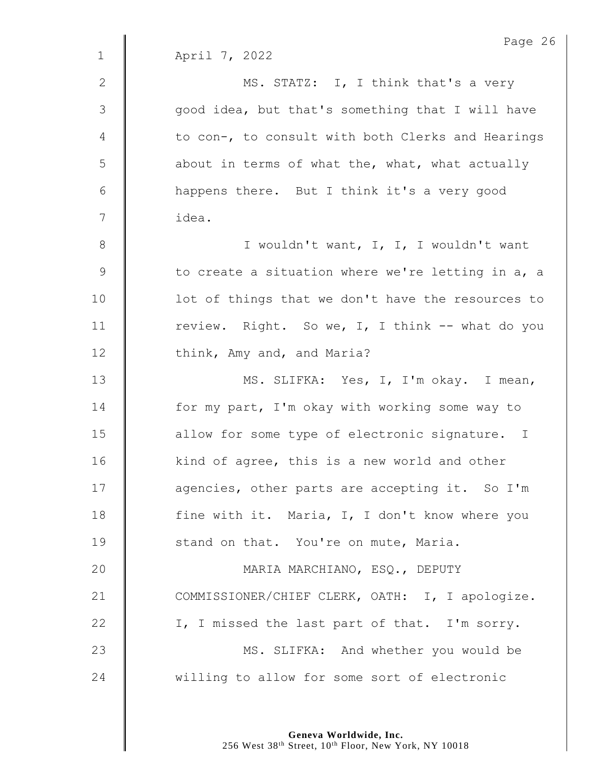April 7, 2022

MS. STATZ: I, I think that's a very good idea, but that's something that I will have to con-, to consult with both Clerks and Hearings about in terms of what the, what, what actually happens there. But I think it's a very good idea.

I wouldn't want, I, I, I wouldn't want to create a situation where we're letting in a, a lot of things that we don't have the resources to review. Right. So we, I, I think -- what do you think, Amy and, and Maria?

MS. SLIFKA: Yes, I, I'm okay. I mean, for my part, I'm okay with working some way to allow for some type of electronic signature. I kind of agree, this is a new world and other agencies, other parts are accepting it. So I'm fine with it. Maria, I, I don't know where you stand on that. You're on mute, Maria.

MARIA MARCHIANO, ESQ., DEPUTY COMMISSIONER/CHIEF CLERK, OATH: I, I apologize. I, I missed the last part of that. I'm sorry.

MS. SLIFKA: And whether you would be willing to allow for some sort of electronic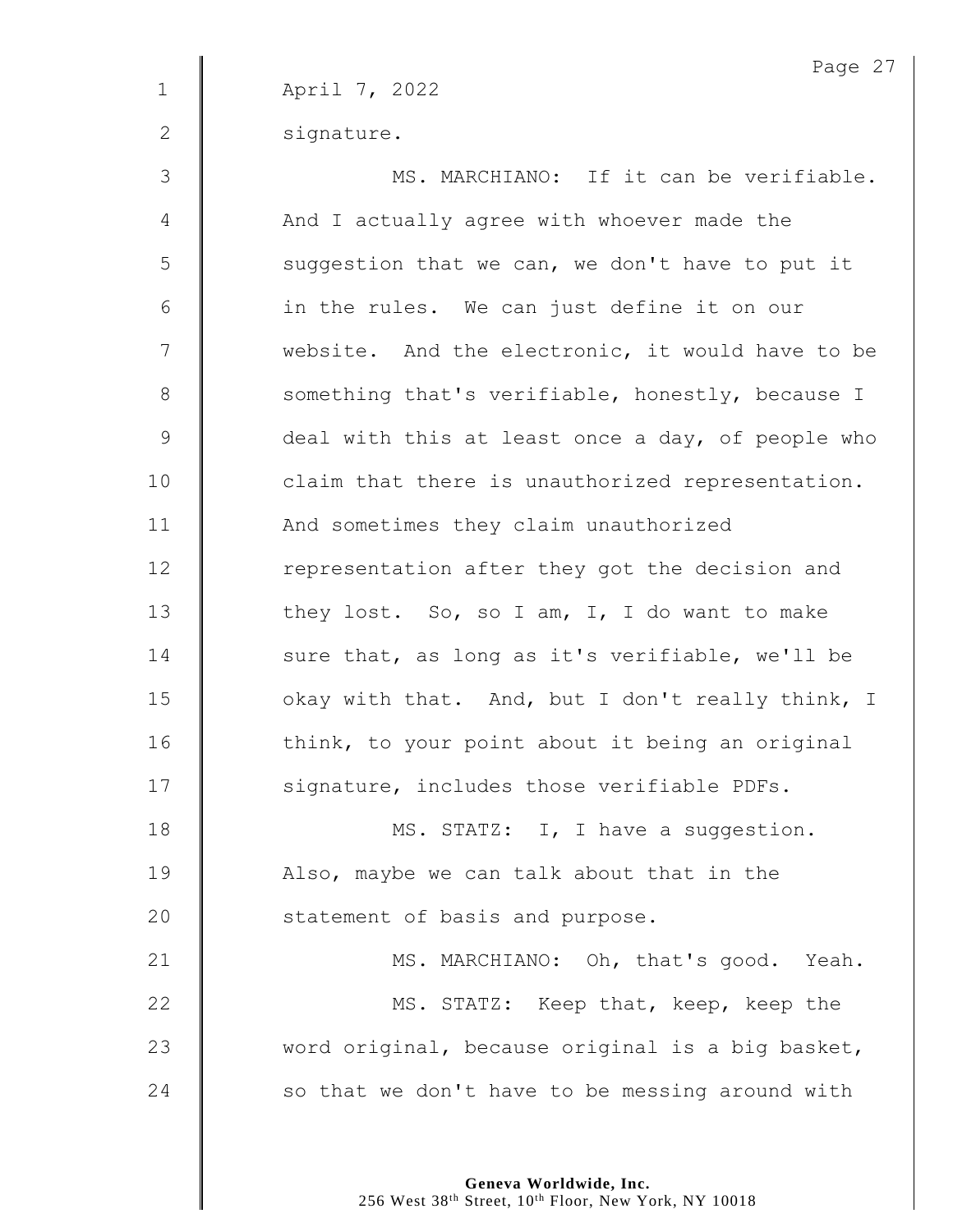April 7, 2022

signature.

MS. MARCHIANO: If it can be verifiable. And I actually agree with whoever made the suggestion that we can, we don't have to put it in the rules. We can just define it on our website. And the electronic, it would have to be something that's verifiable, honestly, because I deal with this at least once a day, of people who claim that there is unauthorized representation. And sometimes they claim unauthorized representation after they got the decision and they lost. So, so I am, I, I do want to make sure that, as long as it's verifiable, we'll be okay with that. And, but I don't really think, I think, to your point about it being an original signature, includes those verifiable PDFs.

MS. STATZ: I, I have a suggestion. Also, maybe we can talk about that in the statement of basis and purpose.

MS. MARCHIANO: Oh, that's good. Yeah.

MS. STATZ: Keep that, keep, keep the word original, because original is a big basket, so that we don't have to be messing around with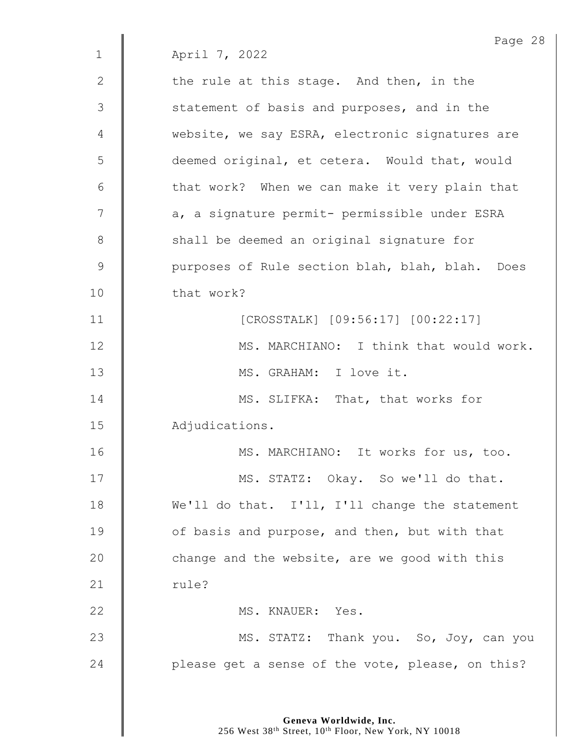April 7, 2022

the rule at this stage. And then, in the statement of basis and purposes, and in the website, we say ESRA, electronic signatures are deemed original, et cetera. Would that, would that work? When we can make it very plain that a, a signature permit- permissible under ESRA shall be deemed an original signature for purposes of Rule section blah, blah, blah. Does that work?

[CROSSTALK] [09:56:17] [00:22:17]

MS. MARCHIANO: I think that would work.

MS. GRAHAM: I love it.

MS. SLIFKA: That, that works for Adjudications.

MS. MARCHIANO: It works for us, too.

MS. STATZ: Okay. So we'll do that. We'll do that. I'll, I'll change the statement of basis and purpose, and then, but with that change and the website, are we good with this rule?

MS. KNAUER: Yes.

MS. STATZ: Thank you. So, Joy, can you please get a sense of the vote, please, on this?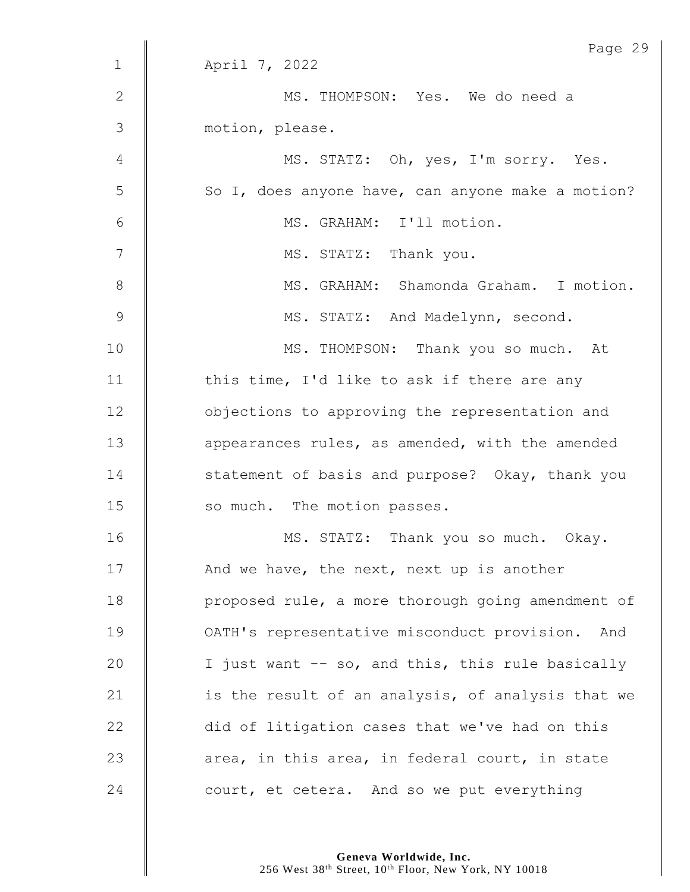April 7, 2022

MS. THOMPSON: Yes. We do need a motion, please.

MS. STATZ: Oh, yes, I'm sorry. Yes. So I, does anyone have, can anyone make a motion?

MS. GRAHAM: I'll motion.

MS. STATZ: Thank you.

MS. GRAHAM: Shamonda Graham. I motion.

MS. STATZ: And Madelynn, second.

MS. THOMPSON: Thank you so much. At this time, I'd like to ask if there are any objections to approving the representation and appearances rules, as amended, with the amended statement of basis and purpose? Okay, thank you so much. The motion passes.

MS. STATZ: Thank you so much. Okay. And we have, the next, next up is another proposed rule, a more thorough going amendment of OATH's representative misconduct provision. And I just want -- so, and this, this rule basically is the result of an analysis, of analysis that we did of litigation cases that we've had on this area, in this area, in federal court, in state court, et cetera. And so we put everything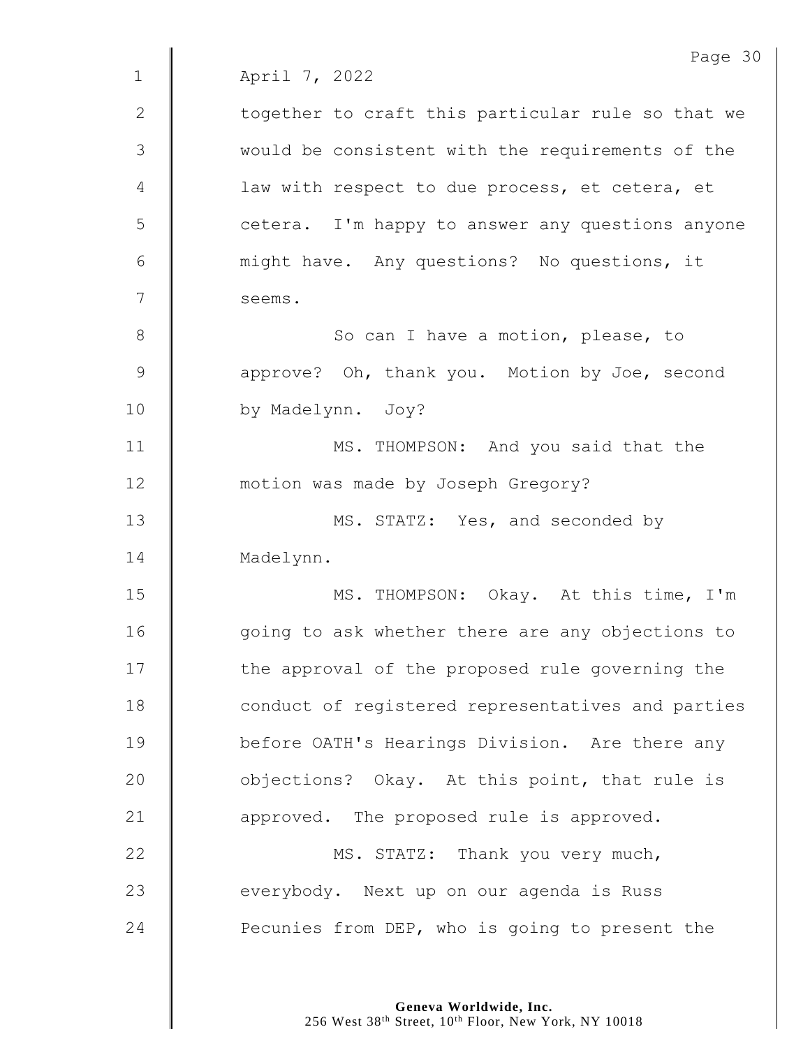April 7, 2022

together to craft this particular rule so that we would be consistent with the requirements of the law with respect to due process, et cetera, et cetera. I'm happy to answer any questions anyone might have. Any questions? No questions, it seems.

So can I have a motion, please, to approve? Oh, thank you. Motion by Joe, second by Madelynn. Joy?

MS. THOMPSON: And you said that the motion was made by Joseph Gregory?

MS. STATZ: Yes, and seconded by Madelynn.

MS. THOMPSON: Okay. At this time, I'm going to ask whether there are any objections to the approval of the proposed rule governing the conduct of registered representatives and parties before OATH's Hearings Division. Are there any objections? Okay. At this point, that rule is approved. The proposed rule is approved.

MS. STATZ: Thank you very much, everybody. Next up on our agenda is Russ Pecunies from DEP, who is going to present the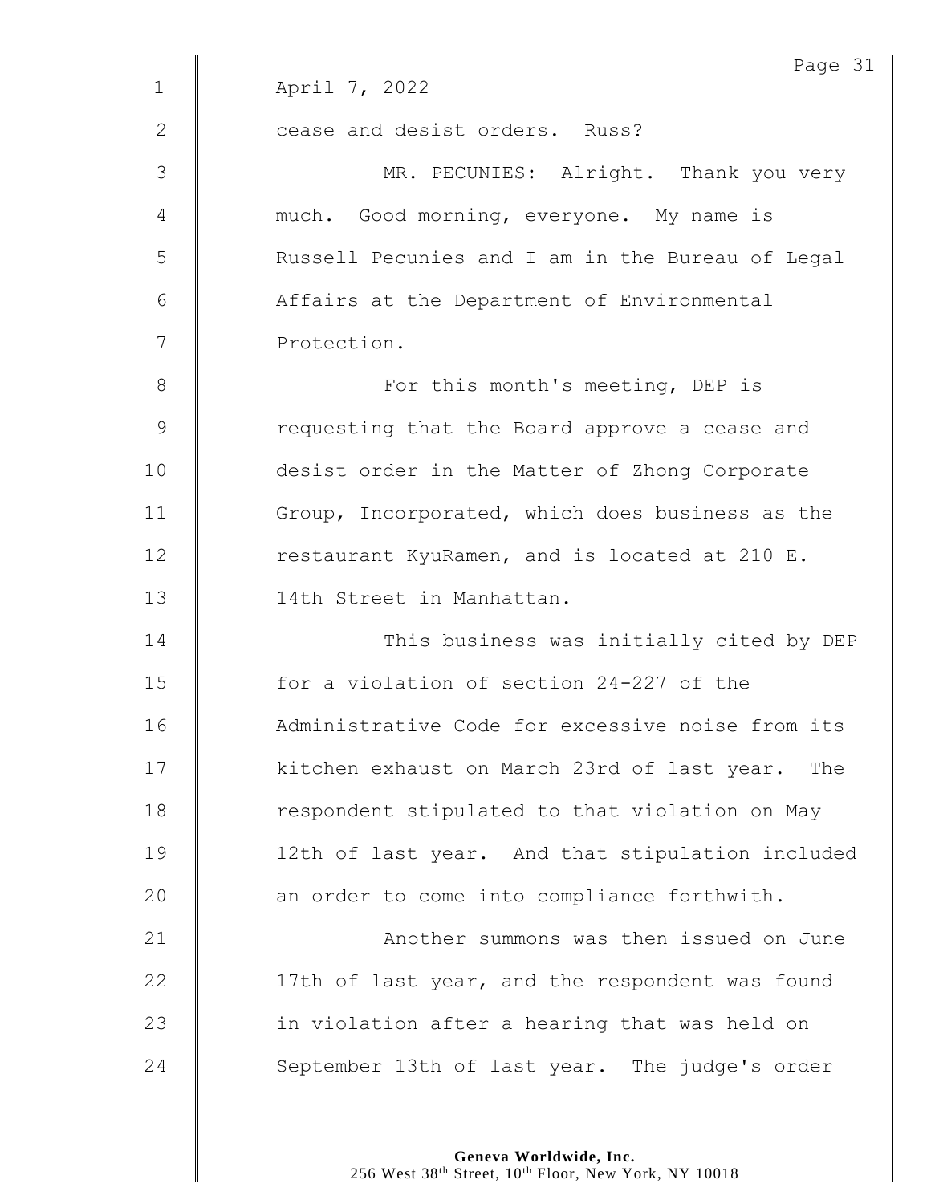April 7, 2022

cease and desist orders. Russ?

MR. PECUNIES: Alright. Thank you very much. Good morning, everyone. My name is Russell Pecunies and I am in the Bureau of Legal Affairs at the Department of Environmental Protection.

For this month's meeting, DEP is requesting that the Board approve a cease and desist order in the Matter of Zhong Corporate Group, Incorporated, which does business as the restaurant KyuRamen, and is located at 210 E. 14th Street in Manhattan.

This business was initially cited by DEP for a violation of section 24-227 of the Administrative Code for excessive noise from its kitchen exhaust on March 23rd of last year. The respondent stipulated to that violation on May 12th of last year. And that stipulation included an order to come into compliance forthwith.

Another summons was then issued on June 17th of last year, and the respondent was found in violation after a hearing that was held on September 13th of last year. The judge's order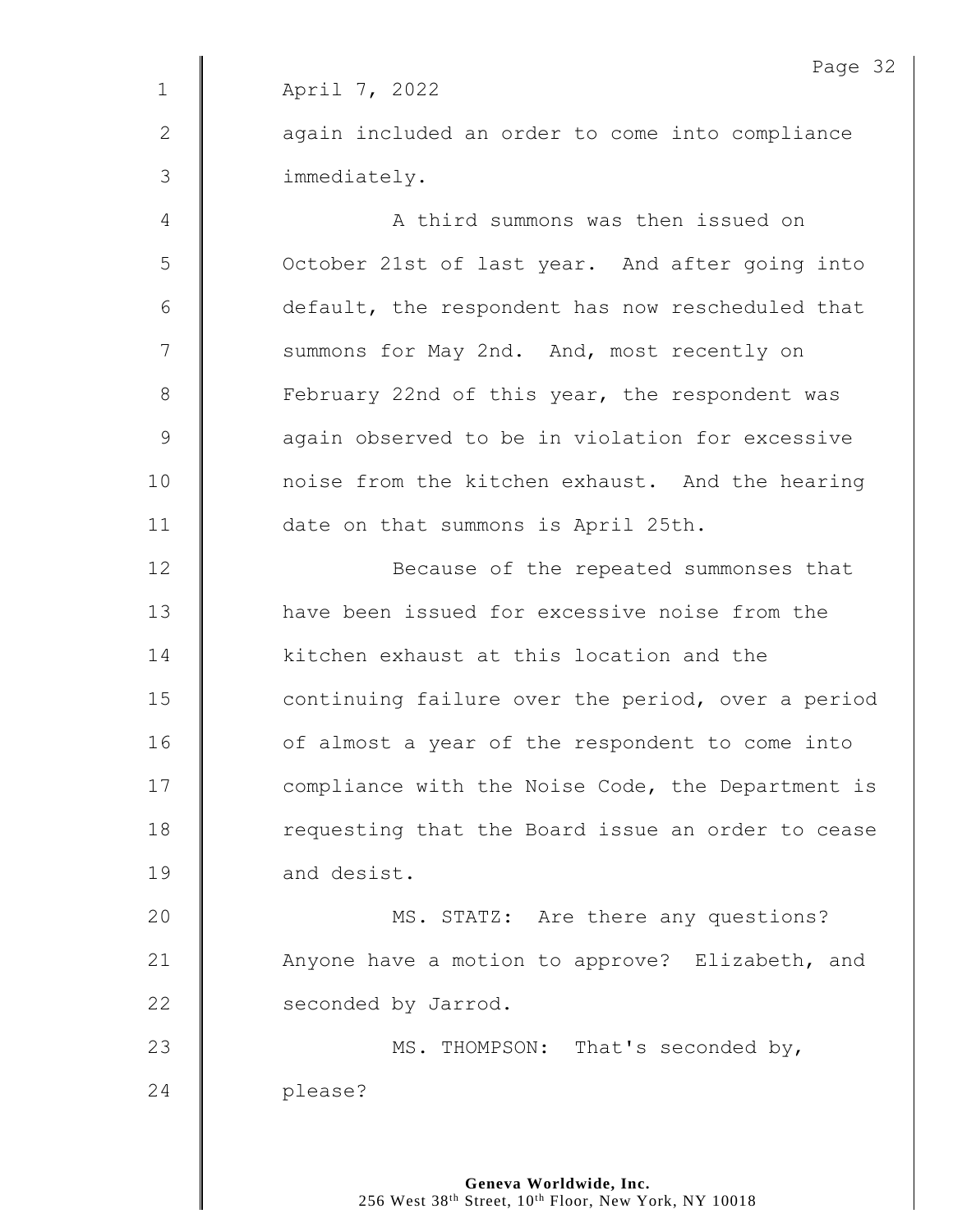April 7, 2022

again included an order to come into compliance immediately.

A third summons was then issued on October 21st of last year. And after going into default, the respondent has now rescheduled that summons for May 2nd. And, most recently on February 22nd of this year, the respondent was again observed to be in violation for excessive noise from the kitchen exhaust. And the hearing date on that summons is April 25th.

Because of the repeated summonses that have been issued for excessive noise from the kitchen exhaust at this location and the continuing failure over the period, over a period of almost a year of the respondent to come into compliance with the Noise Code, the Department is requesting that the Board issue an order to cease and desist.

MS. STATZ: Are there any questions? Anyone have a motion to approve? Elizabeth, and seconded by Jarrod.

MS. THOMPSON: That's seconded by, please?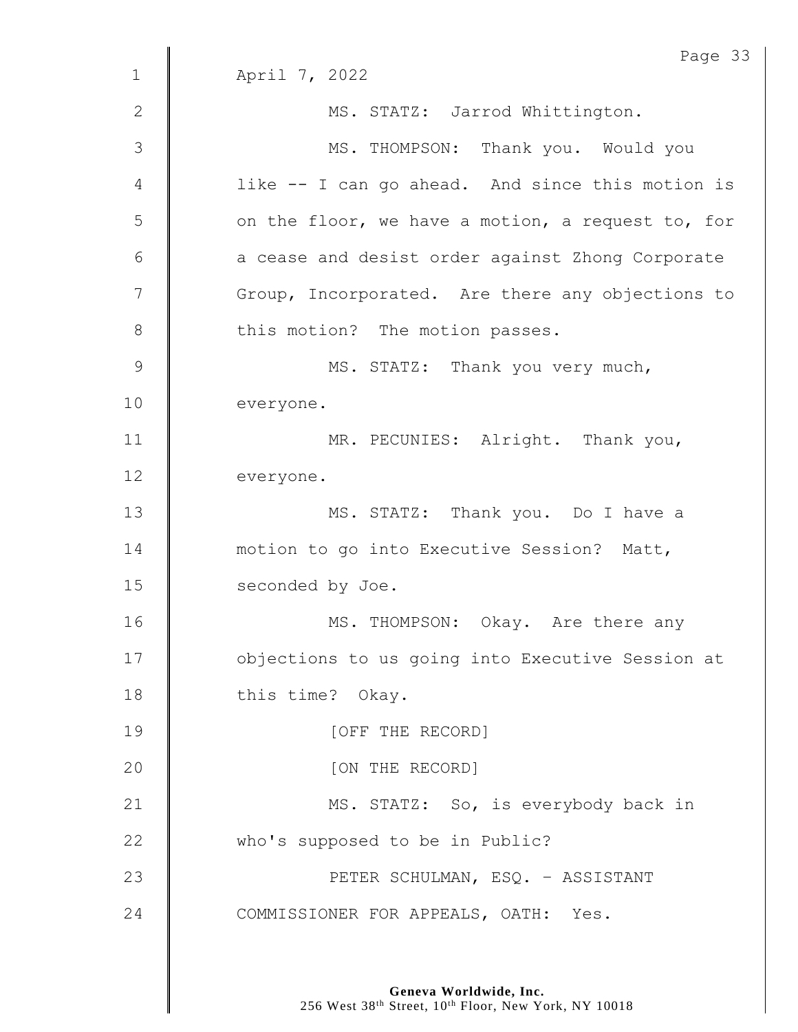April 7, 2022

MS. STATZ: Jarrod Whittington.

MS. THOMPSON: Thank you. Would you like -- I can go ahead. And since this motion is on the floor, we have a motion, a request to, for a cease and desist order against Zhong Corporate Group, Incorporated. Are there any objections to this motion? The motion passes.

MS. STATZ: Thank you very much, everyone.

MR. PECUNIES: Alright. Thank you, everyone.

MS. STATZ: Thank you. Do I have a motion to go into Executive Session? Matt, seconded by Joe.

MS. THOMPSON: Okay. Are there any objections to us going into Executive Session at this time? Okay.

[OFF THE RECORD]

[ON THE RECORD]

MS. STATZ: So, is everybody back in who's supposed to be in Public?

PETER SCHULMAN, ESQ. - ASSISTANT COMMISSIONER FOR APPEALS, OATH: Yes.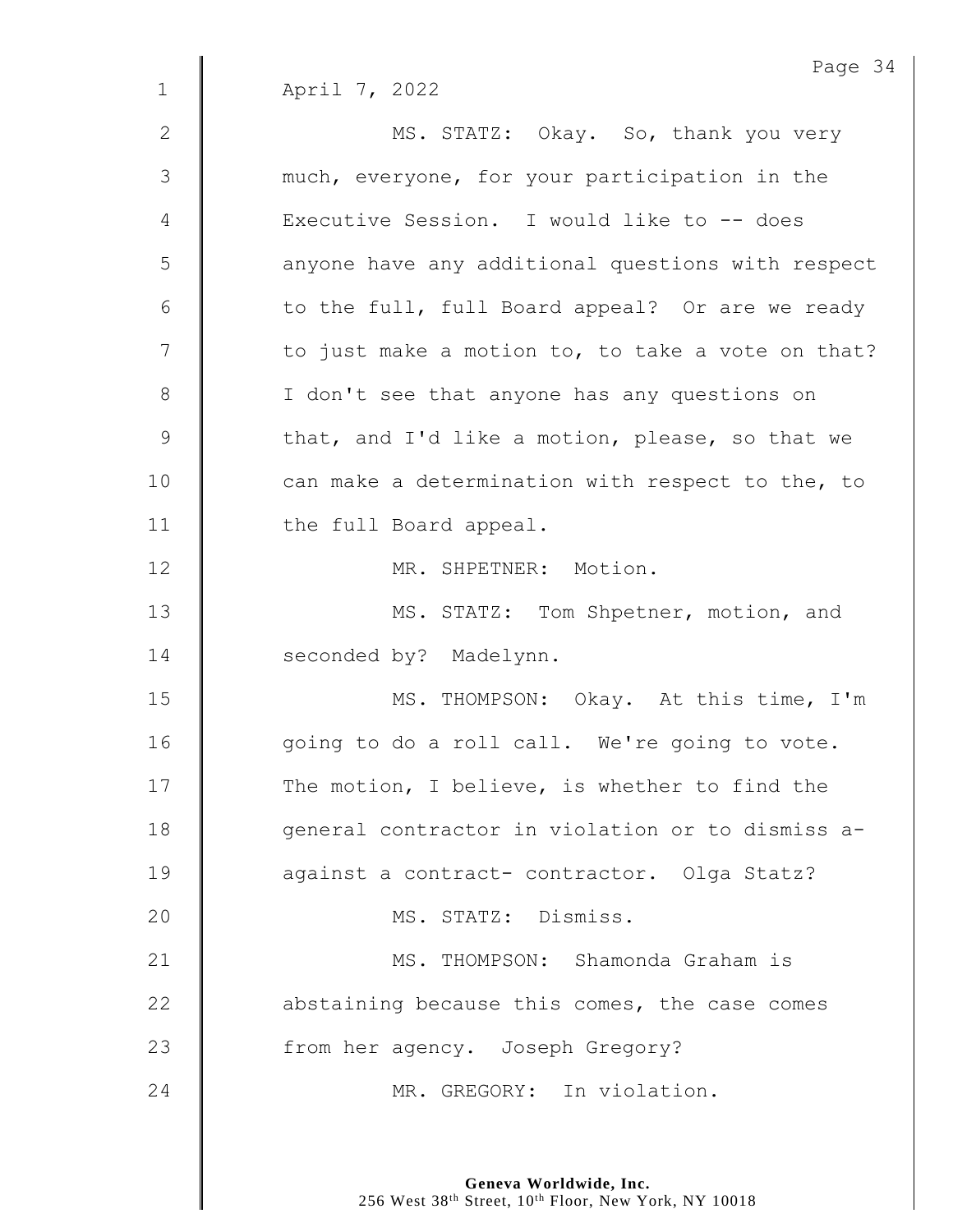April 7, 2022

MS. STATZ: Okay. So, thank you very much, everyone, for your participation in the Executive Session. I would like to -- does anyone have any additional questions with respect to the full, full Board appeal? Or are we ready to just make a motion to, to take a vote on that? I don't see that anyone has any questions on that, and I'd like a motion, please, so that we can make a determination with respect to the, to the full Board appeal.

MR. SHPETNER: Motion.

MS. STATZ: Tom Shpetner, motion, and seconded by? Madelynn.

MS. THOMPSON: Okay. At this time, I'm going to do a roll call. We're going to vote. The motion, I believe, is whether to find the general contractor in violation or to dismiss a- against a contract- contractor. Olga Statz?

MS. STATZ: Dismiss.

MS. THOMPSON: Shamonda Graham is abstaining because this comes, the case comes from her agency. Joseph Gregory?

MR. GREGORY: In violation.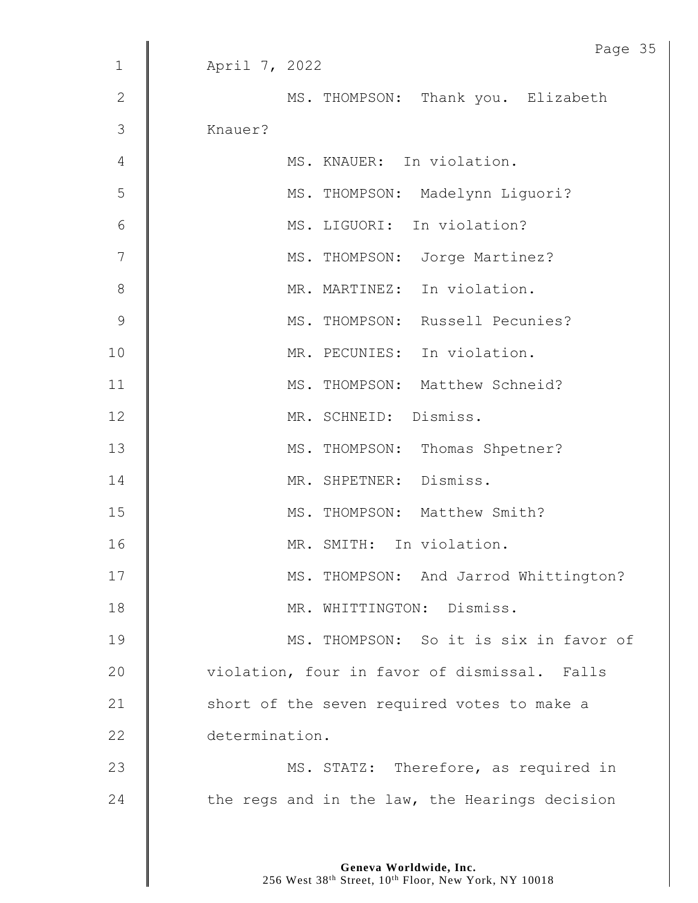April 7, 2022

MS. THOMPSON: Thank you. Elizabeth Knauer?

MS. KNAUER: In violation.

MS. THOMPSON: Madelynn Liguori?

MS. LIGUORI: In violation?

MS. THOMPSON: Jorge Martinez?

MR. MARTINEZ: In violation.

MS. THOMPSON: Russell Pecunies?

MR. PECUNIES: In violation.

MS. THOMPSON: Matthew Schneid?

MR. SCHNEID: Dismiss.

MS. THOMPSON: Thomas Shpetner?

MR. SHPETNER: Dismiss.

MS. THOMPSON: Matthew Smith?

MR. SMITH: In violation.

MS. THOMPSON: And Jarrod Whittington?

MR. WHITTINGTON: Dismiss.

MS. THOMPSON: So it is six in favor of violation, four in favor of dismissal. Falls short of the seven required votes to make a determination.

MS. STATZ: Therefore, as required in the regs and in the law, the Hearings decision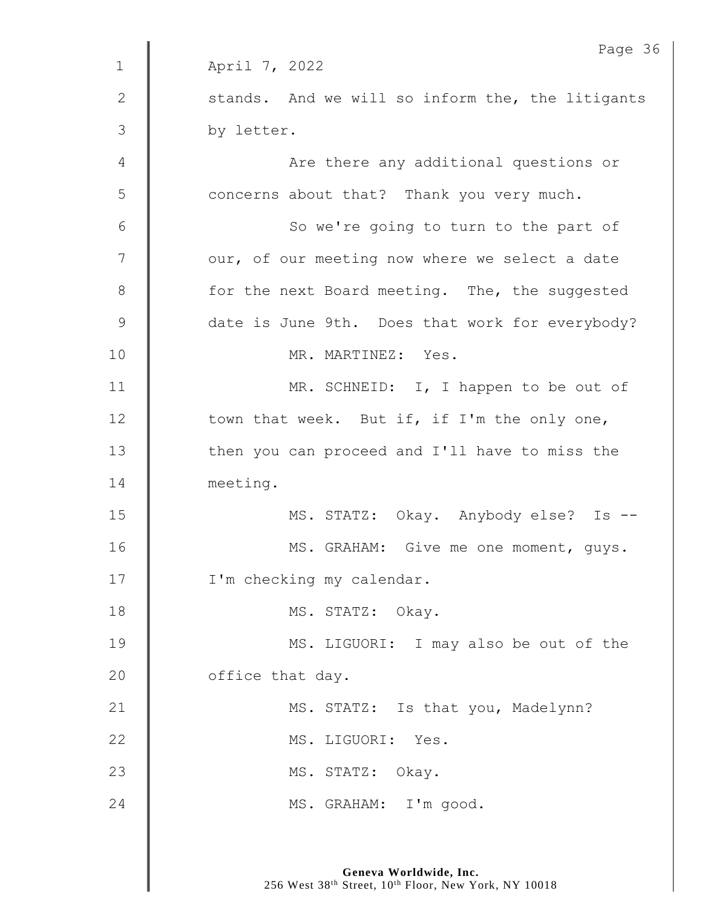April 7, 2022

stands. And we will so inform the, the litigants by letter.

Are there any additional questions or concerns about that? Thank you very much.

So we're going to turn to the part of our, of our meeting now where we select a date for the next Board meeting. The, the suggested date is June 9th. Does that work for everybody?

MR. MARTINEZ: Yes.

MR. SCHNEID: I, I happen to be out of town that week. But if, if I'm the only one, then you can proceed and I'll have to miss the meeting.

MS. STATZ: Okay. Anybody else? Is --

MS. GRAHAM: Give me one moment, guys. I'm checking my calendar.

MS. STATZ: Okay.

MS. LIGUORI: I may also be out of the office that day.

MS. STATZ: Is that you, Madelynn?

MS. LIGUORI: Yes.

MS. STATZ: Okay.

MS. GRAHAM: I'm good.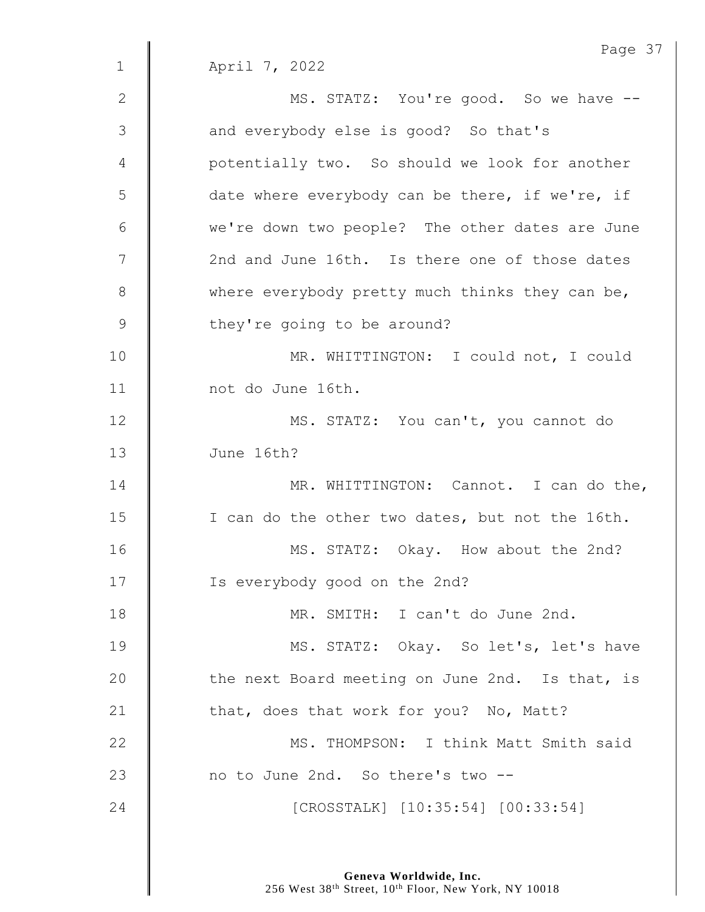April 7, 2022

MS. STATZ: You're good. So we have -- and everybody else is good? So that's potentially two. So should we look for another date where everybody can be there, if we're, if we're down two people? The other dates are June 2nd and June 16th. Is there one of those dates where everybody pretty much thinks they can be, they're going to be around?

MR. WHITTINGTON: I could not, I could not do June 16th.

MS. STATZ: You can't, you cannot do June 16th?

MR. WHITTINGTON: Cannot. I can do the, I can do the other two dates, but not the 16th.

MS. STATZ: Okay. How about the 2nd? Is everybody good on the 2nd?

MR. SMITH: I can't do June 2nd.

MS. STATZ: Okay. So let's, let's have the next Board meeting on June 2nd. Is that, is that, does that work for you? No, Matt?

MS. THOMPSON: I think Matt Smith said no to June 2nd. So there's two --

[CROSSTALK] [10:35:54] [00:33:54]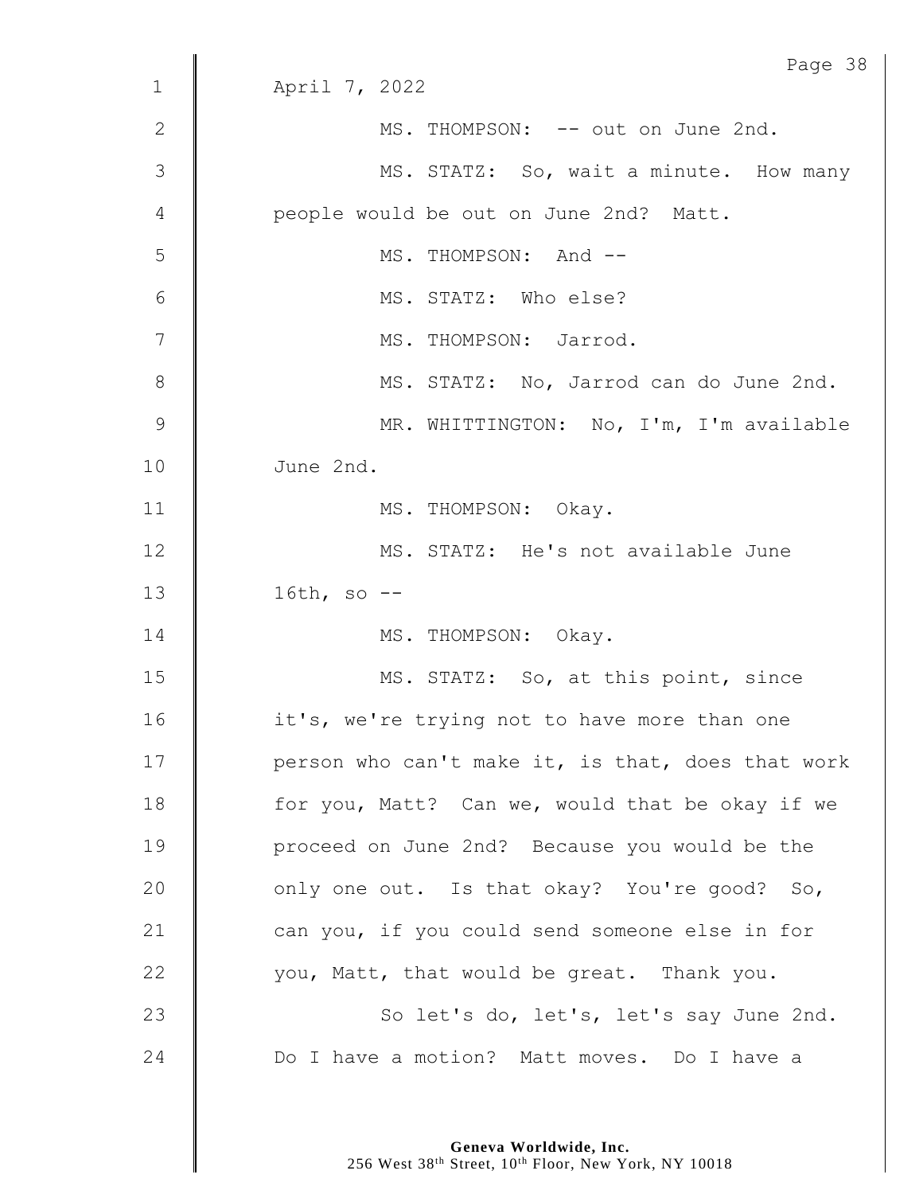April 7, 2022

MS. THOMPSON: -- out on June 2nd.

MS. STATZ: So, wait a minute. How many people would be out on June 2nd? Matt.

MS. THOMPSON: And --

MS. STATZ: Who else?

MS. THOMPSON: Jarrod.

MS. STATZ: No, Jarrod can do June 2nd.

MR. WHITTINGTON: No, I'm, I'm available June 2nd.

MS. THOMPSON: Okay.

MS. STATZ: He's not available June 16th, so --

MS. THOMPSON: Okay.

MS. STATZ: So, at this point, since it's, we're trying not to have more than one person who can't make it, is that, does that work for you, Matt? Can we, would that be okay if we proceed on June 2nd? Because you would be the only one out. Is that okay? You're good? So, can you, if you could send someone else in for you, Matt, that would be great. Thank you.

So let's do, let's, let's say June 2nd. Do I have a motion? Matt moves. Do I have a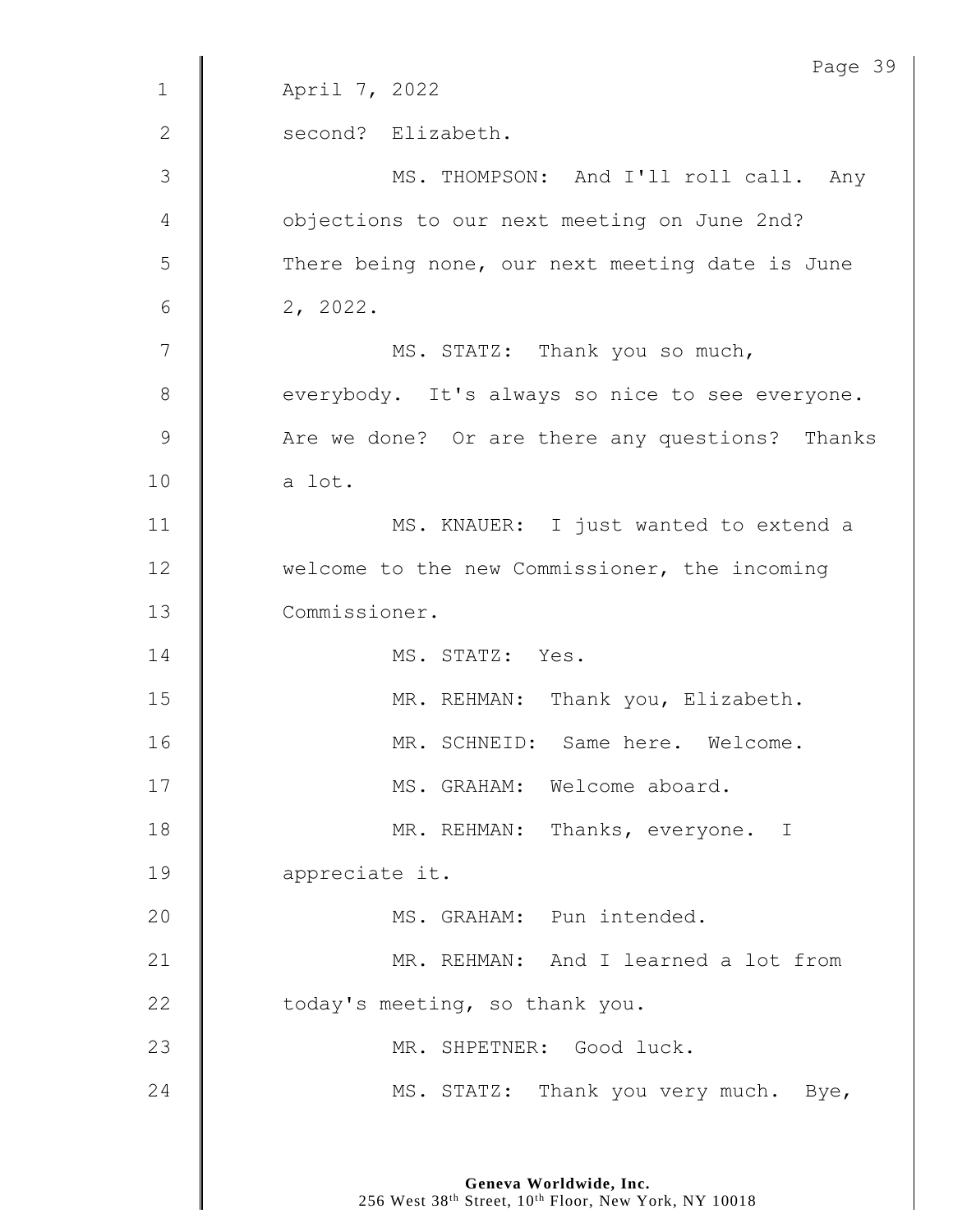April 7, 2022

second? Elizabeth.

MS. THOMPSON: And I'll roll call. Any objections to our next meeting on June 2nd? There being none, our next meeting date is June 2, 2022.

MS. STATZ: Thank you so much, everybody. It's always so nice to see everyone. Are we done? Or are there any questions? Thanks a lot.

MS. KNAUER: I just wanted to extend a welcome to the new Commissioner, the incoming Commissioner.

MS. STATZ: Yes.

MR. REHMAN: Thank you, Elizabeth.

MR. SCHNEID: Same here. Welcome.

MS. GRAHAM: Welcome aboard.

MR. REHMAN: Thanks, everyone. I appreciate it.

MS. GRAHAM: Pun intended.

MR. REHMAN: And I learned a lot from today's meeting, so thank you.

MR. SHPETNER: Good luck.

MS. STATZ: Thank you very much. Bye,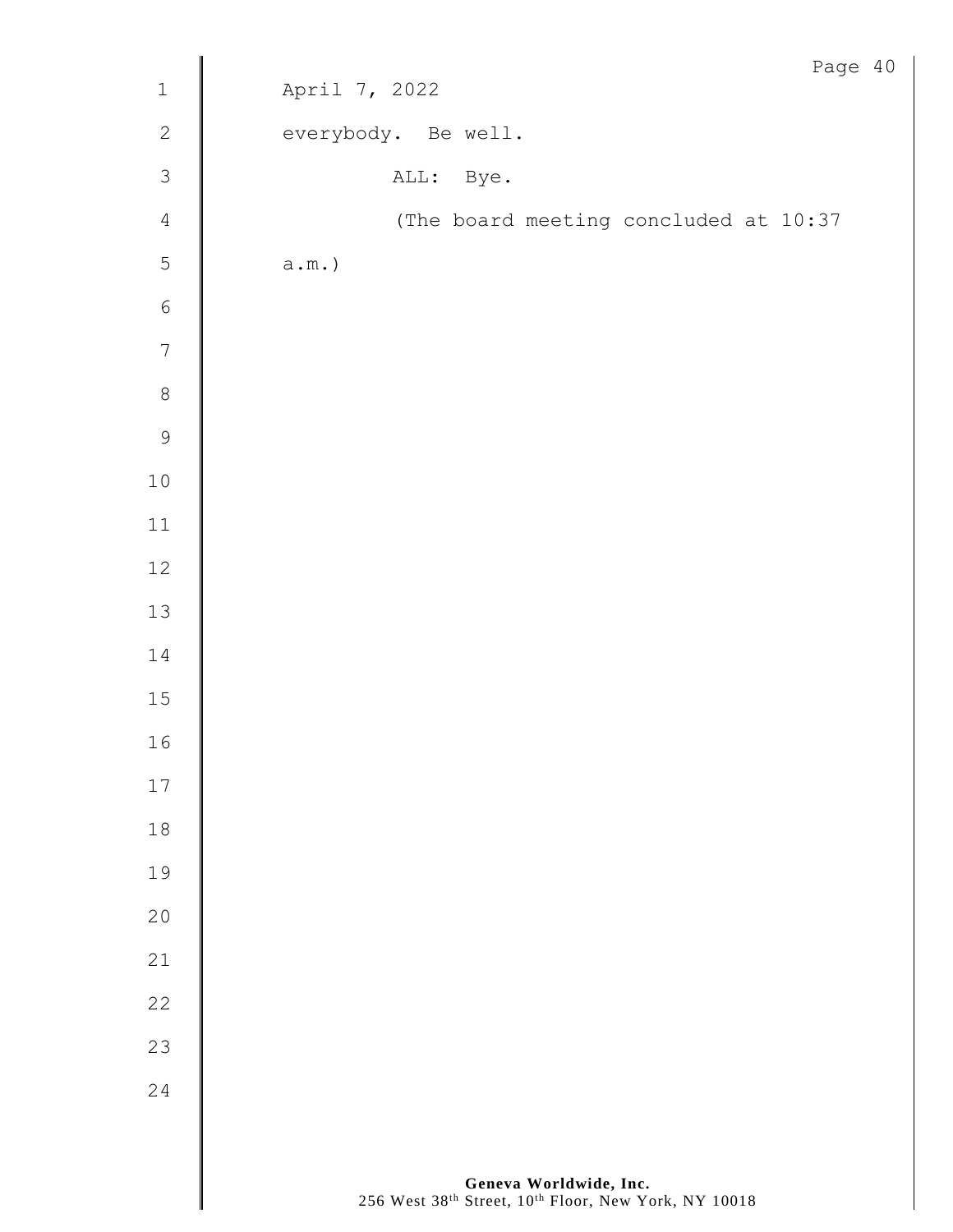everybody. Be well.

ALL: Bye.

(The board meeting concluded at 10:37 a.m.)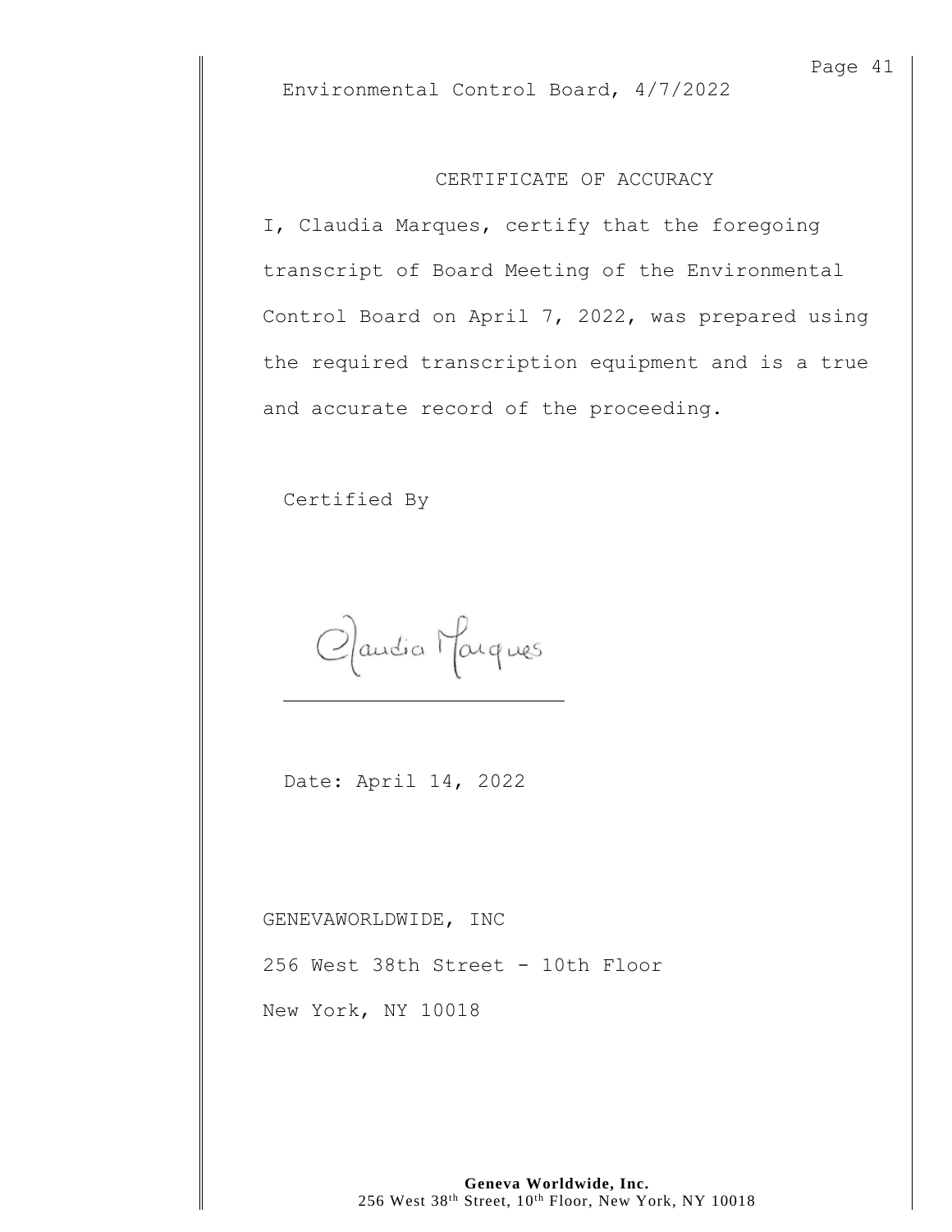## CERTIFICATE OF ACCURACY

I, Claudia Marques, certify that the foregoing transcript of Board Meeting of the Environmental Control Board on April 7, 2022, was prepared using the required transcription equipment and is a true and accurate record of the proceeding.

Certified By

Claudia Marques

___________________________

Date: April 14, 2022

GENEVAWORLDWIDE, INC
256 West 38th Street - 10th Floor
New York, NY 10018